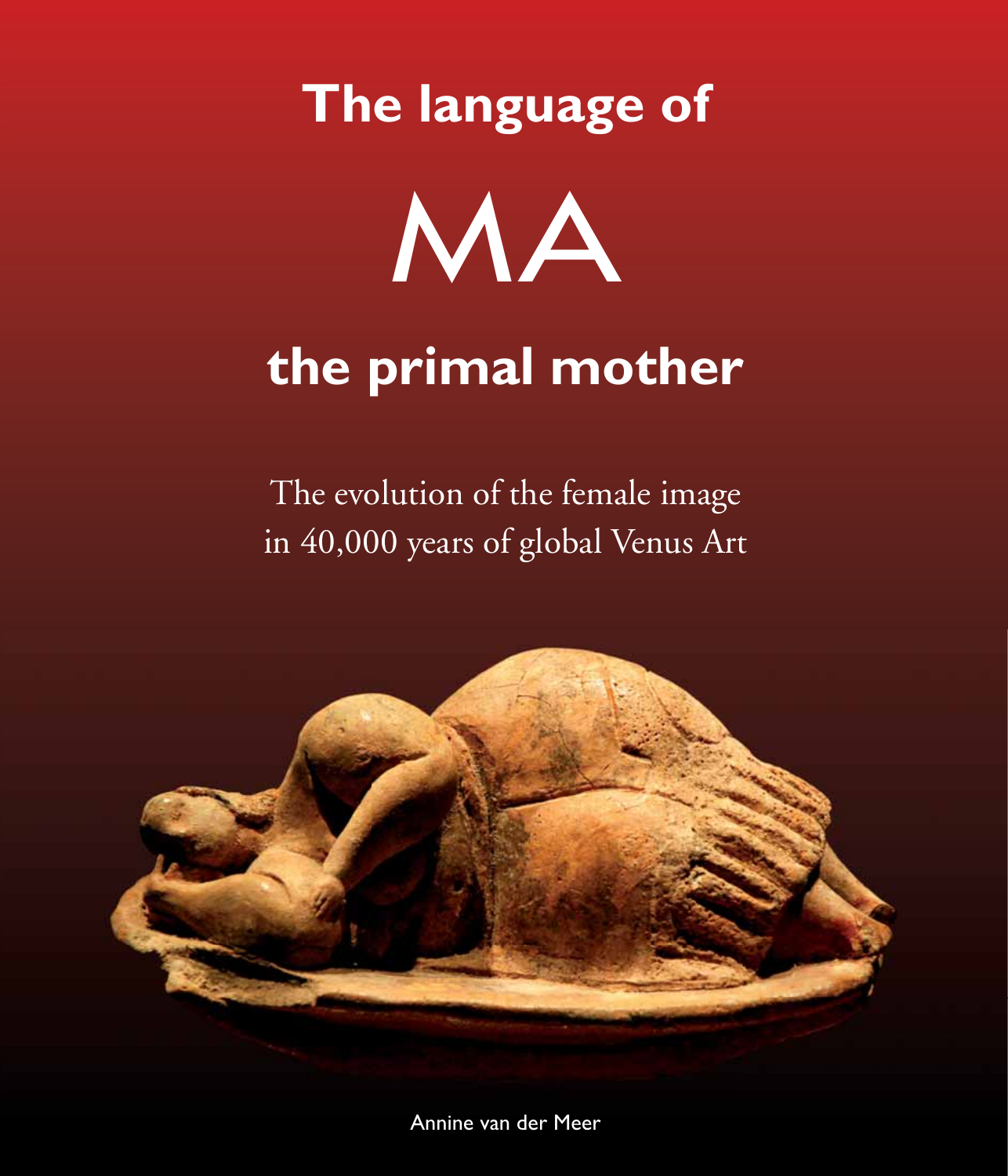# The language of

# MA

# the primal mother

The evolution of the female image in 40,000 years of global Venus Art

Annine van der Meer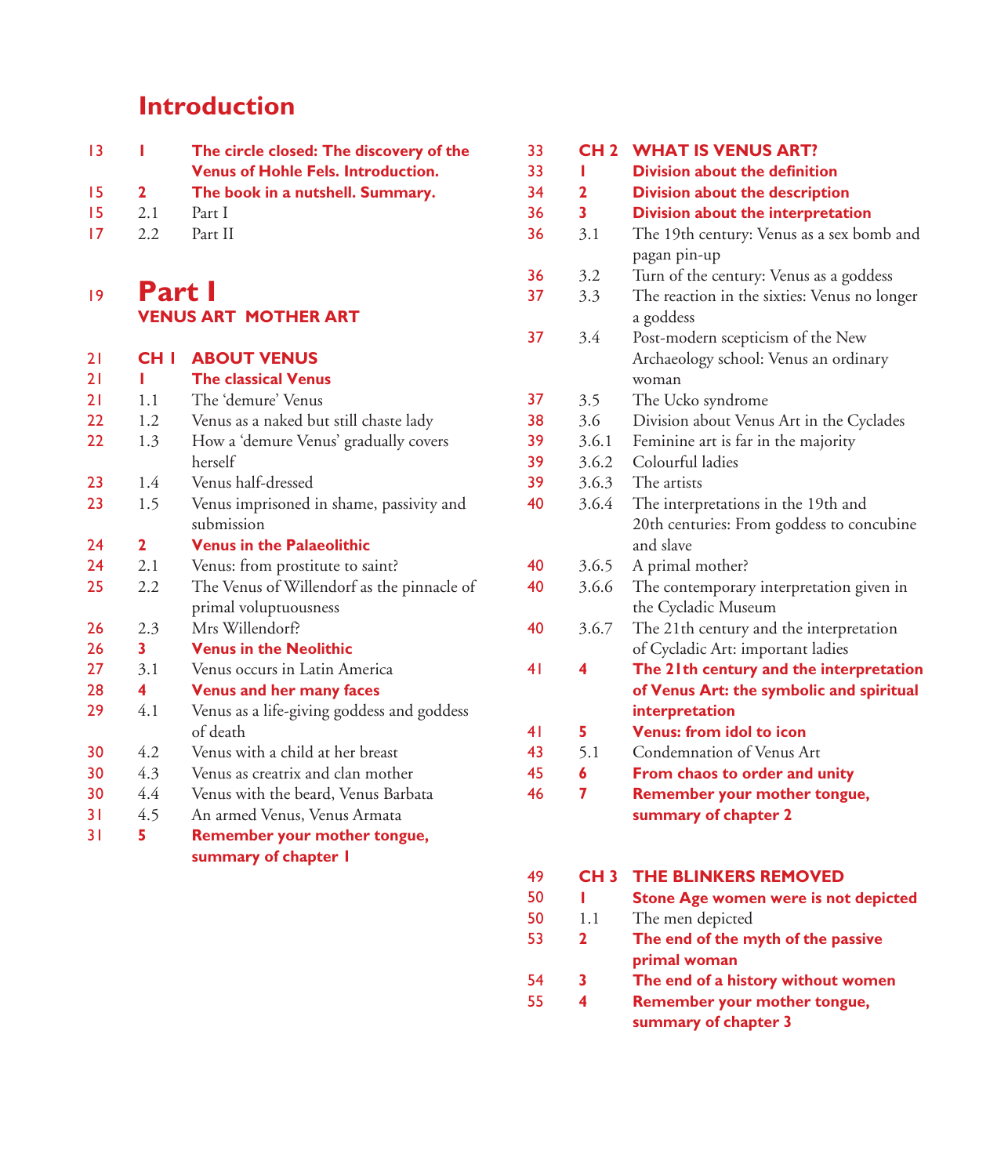# Introduction

| | | |
|---|---|---|
| 13 | **1** | **The circle closed: The discovery of the Venus of Hohle Fels. Introduction.** |
| 15 | **2** | **The book in a nutshell. Summary.** |
| 15 | 2.1 | Part I |
| 17 | 2.2 | Part II |

# Part I

## VENUS ART MOTHER ART

19

| | | |
|---|---|---|
| 21 | **CH 1** | **ABOUT VENUS** |
| 21 | **1** | **The classical Venus** |
| 21 | 1.1 | The 'demure' Venus |
| 22 | 1.2 | Venus as a naked but still chaste lady |
| 22 | 1.3 | How a 'demure Venus' gradually covers herself |
| 23 | 1.4 | Venus half-dressed |
| 23 | 1.5 | Venus imprisoned in shame, passivity and submission |
| 24 | **2** | **Venus in the Palaeolithic** |
| 24 | 2.1 | Venus: from prostitute to saint? |
| 25 | 2.2 | The Venus of Willendorf as the pinnacle of primal voluptuousness |
| 26 | 2.3 | Mrs Willendorf? |
| 26 | **3** | **Venus in the Neolithic** |
| 27 | 3.1 | Venus occurs in Latin America |
| 28 | **4** | **Venus and her many faces** |
| 29 | 4.1 | Venus as a life-giving goddess and goddess of death |
| 30 | 4.2 | Venus with a child at her breast |
| 30 | 4.3 | Venus as creatrix and clan mother |
| 30 | 4.4 | Venus with the beard, Venus Barbata |
| 31 | 4.5 | An armed Venus, Venus Armata |
| 31 | **5** | **Remember your mother tongue, summary of chapter 1** |

| | | |
|---|---|---|
| 33 | **CH 2** | **WHAT IS VENUS ART?** |
| 33 | **1** | **Division about the definition** |
| 34 | **2** | **Division about the description** |
| 36 | **3** | **Division about the interpretation** |
| 36 | 3.1 | The 19th century: Venus as a sex bomb and pagan pin-up |
| 36 | 3.2 | Turn of the century: Venus as a goddess |
| 37 | 3.3 | The reaction in the sixties: Venus no longer a goddess |
| 37 | 3.4 | Post-modern scepticism of the New Archaeology school: Venus an ordinary woman |
| 37 | 3.5 | The Ucko syndrome |
| 38 | 3.6 | Division about Venus Art in the Cyclades |
| 39 | 3.6.1 | Feminine art is far in the majority |
| 39 | 3.6.2 | Colourful ladies |
| 39 | 3.6.3 | The artists |
| 40 | 3.6.4 | The interpretations in the 19th and 20th centuries: From goddess to concubine and slave |
| 40 | 3.6.5 | A primal mother? |
| 40 | 3.6.6 | The contemporary interpretation given in the Cycladic Museum |
| 40 | 3.6.7 | The 21th century and the interpretation of Cycladic Art: important ladies |
| 41 | **4** | **The 21th century and the interpretation of Venus Art: the symbolic and spiritual interpretation** |
| 41 | **5** | **Venus: from idol to icon** |
| 43 | 5.1 | Condemnation of Venus Art |
| 45 | **6** | **From chaos to order and unity** |
| 46 | **7** | **Remember your mother tongue, summary of chapter 2** |

| | | |
|---|---|---|
| 49 | **CH 3** | **THE BLINKERS REMOVED** |
| 50 | **1** | **Stone Age women were is not depicted** |
| 50 | 1.1 | The men depicted |
| 53 | **2** | **The end of the myth of the passive primal woman** |
| 54 | **3** | **The end of a history without women** |
| 55 | **4** | **Remember your mother tongue, summary of chapter 3** |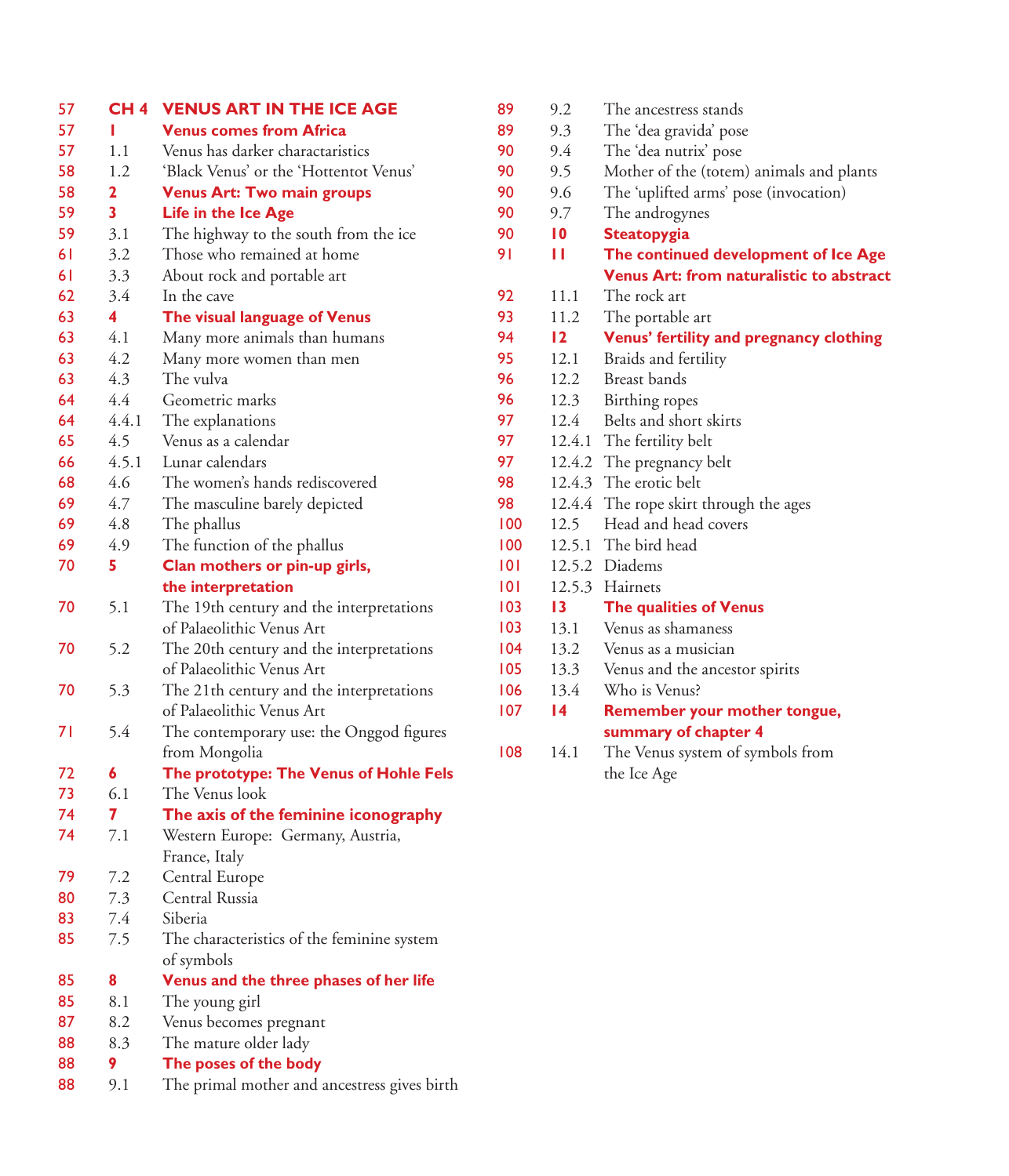| Page | No. | Title |
|---|---|---|
| 57 | **CH 4** | **VENUS ART IN THE ICE AGE** |
| 57 | **1** | **Venus comes from Africa** |
| 57 | 1.1 | Venus has darker charactaristics |
| 58 | 1.2 | ‘Black Venus’ or the ‘Hottentot Venus’ |
| 58 | **2** | **Venus Art: Two main groups** |
| 59 | **3** | **Life in the Ice Age** |
| 59 | 3.1 | The highway to the south from the ice |
| 61 | 3.2 | Those who remained at home |
| 61 | 3.3 | About rock and portable art |
| 62 | 3.4 | In the cave |
| 63 | **4** | **The visual language of Venus** |
| 63 | 4.1 | Many more animals than humans |
| 63 | 4.2 | Many more women than men |
| 63 | 4.3 | The vulva |
| 64 | 4.4 | Geometric marks |
| 64 | 4.4.1 | The explanations |
| 65 | 4.5 | Venus as a calendar |
| 66 | 4.5.1 | Lunar calendars |
| 68 | 4.6 | The women’s hands rediscovered |
| 69 | 4.7 | The masculine barely depicted |
| 69 | 4.8 | The phallus |
| 69 | 4.9 | The function of the phallus |
| 70 | **5** | **Clan mothers or pin-up girls, the interpretation** |
| 70 | 5.1 | The 19th century and the interpretations of Palaeolithic Venus Art |
| 70 | 5.2 | The 20th century and the interpretations of Palaeolithic Venus Art |
| 70 | 5.3 | The 21th century and the interpretations of Palaeolithic Venus Art |
| 71 | 5.4 | The contemporary use: the Onggod figures from Mongolia |
| 72 | **6** | **The prototype: The Venus of Hohle Fels** |
| 73 | 6.1 | The Venus look |
| 74 | **7** | **The axis of the feminine iconography** |
| 74 | 7.1 | Western Europe: Germany, Austria, France, Italy |
| 79 | 7.2 | Central Europe |
| 80 | 7.3 | Central Russia |
| 83 | 7.4 | Siberia |
| 85 | 7.5 | The characteristics of the feminine system of symbols |
| 85 | **8** | **Venus and the three phases of her life** |
| 85 | 8.1 | The young girl |
| 87 | 8.2 | Venus becomes pregnant |
| 88 | 8.3 | The mature older lady |
| 88 | **9** | **The poses of the body** |
| 88 | 9.1 | The primal mother and ancestress gives birth |
| 89 | 9.2 | The ancestress stands |
| 89 | 9.3 | The ‘dea gravida’ pose |
| 90 | 9.4 | The ‘dea nutrix’ pose |
| 90 | 9.5 | Mother of the (totem) animals and plants |
| 90 | 9.6 | The ‘uplifted arms’ pose (invocation) |
| 90 | 9.7 | The androgynes |
| 90 | **10** | **Steatopygia** |
| 91 | **11** | **The continued development of Ice Age Venus Art: from naturalistic to abstract** |
| 92 | 11.1 | The rock art |
| 93 | 11.2 | The portable art |
| 94 | **12** | **Venus’ fertility and pregnancy clothing** |
| 95 | 12.1 | Braids and fertility |
| 96 | 12.2 | Breast bands |
| 96 | 12.3 | Birthing ropes |
| 97 | 12.4 | Belts and short skirts |
| 97 | 12.4.1 | The fertility belt |
| 97 | 12.4.2 | The pregnancy belt |
| 98 | 12.4.3 | The erotic belt |
| 98 | 12.4.4 | The rope skirt through the ages |
| 100 | 12.5 | Head and head covers |
| 100 | 12.5.1 | The bird head |
| 101 | 12.5.2 | Diadems |
| 101 | 12.5.3 | Hairnets |
| 103 | **13** | **The qualities of Venus** |
| 103 | 13.1 | Venus as shamaness |
| 104 | 13.2 | Venus as a musician |
| 105 | 13.3 | Venus and the ancestor spirits |
| 106 | 13.4 | Who is Venus? |
| 107 | **14** | **Remember your mother tongue, summary of chapter 4** |
| 108 | 14.1 | The Venus system of symbols from the Ice Age |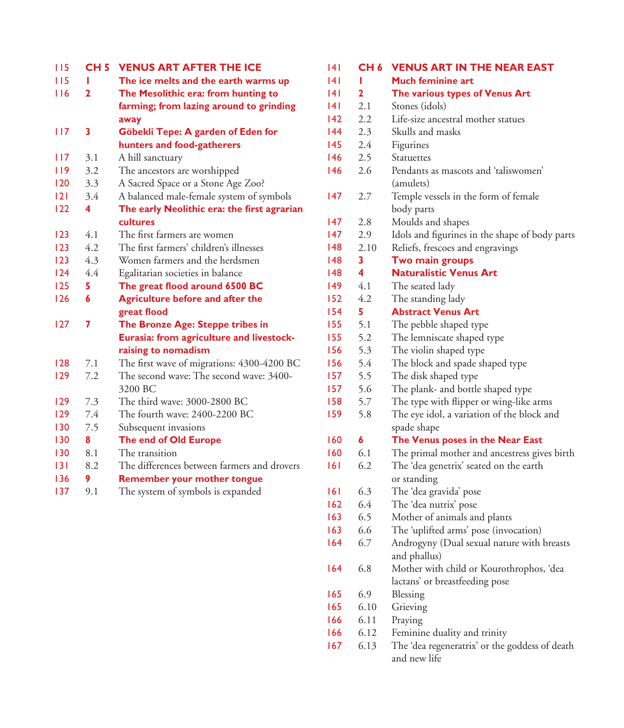| | | |
|---|---|---|
| 115 | **CH 5** | **VENUS ART AFTER THE ICE** |
| 115 | **1** | **The ice melts and the earth warms up** |
| 116 | **2** | **The Mesolithic era: from hunting to farming; from lazing around to grinding away** |
| 117 | **3** | **Göbekli Tepe: A garden of Eden for hunters and food-gatherers** |
| 117 | 3.1 | A hill sanctuary |
| 119 | 3.2 | The ancestors are worshipped |
| 120 | 3.3 | A Sacred Space or a Stone Age Zoo? |
| 121 | 3.4 | A balanced male-female system of symbols |
| 122 | **4** | **The early Neolithic era: the first agrarian cultures** |
| 123 | 4.1 | The first farmers are women |
| 123 | 4.2 | The first farmers' children's illnesses |
| 123 | 4.3 | Women farmers and the herdsmen |
| 124 | 4.4 | Egalitarian societies in balance |
| 125 | **5** | **The great flood around 6500 BC** |
| 126 | **6** | **Agriculture before and after the great flood** |
| 127 | **7** | **The Bronze Age: Steppe tribes in Eurasia: from agriculture and livestock-raising to nomadism** |
| 128 | 7.1 | The first wave of migrations: 4300-4200 BC |
| 129 | 7.2 | The second wave: The second wave: 3400-3200 BC |
| 129 | 7.3 | The third wave: 3000-2800 BC |
| 129 | 7.4 | The fourth wave: 2400-2200 BC |
| 130 | 7.5 | Subsequent invasions |
| 130 | **8** | **The end of Old Europe** |
| 130 | 8.1 | The transition |
| 131 | 8.2 | The differences between farmers and drovers |
| 136 | **9** | **Remember your mother tongue** |
| 137 | 9.1 | The system of symbols is expanded |
| 141 | **CH 6** | **VENUS ART IN THE NEAR EAST** |
| 141 | **1** | **Much feminine art** |
| 141 | **2** | **The various types of Venus Art** |
| 141 | 2.1 | Stones (idols) |
| 142 | 2.2 | Life-size ancestral mother statues |
| 144 | 2.3 | Skulls and masks |
| 145 | 2.4 | Figurines |
| 146 | 2.5 | Statuettes |
| 146 | 2.6 | Pendants as mascots and 'taliswomen' (amulets) |
| 147 | 2.7 | Temple vessels in the form of female body parts |
| 147 | 2.8 | Moulds and shapes |
| 147 | 2.9 | Idols and figurines in the shape of body parts |
| 148 | 2.10 | Reliefs, frescoes and engravings |
| 148 | **3** | **Two main groups** |
| 148 | **4** | **Naturalistic Venus Art** |
| 149 | 4.1 | The seated lady |
| 152 | 4.2 | The standing lady |
| 154 | **5** | **Abstract Venus Art** |
| 155 | 5.1 | The pebble shaped type |
| 155 | 5.2 | The lemniscate shaped type |
| 156 | 5.3 | The violin shaped type |
| 156 | 5.4 | The block and spade shaped type |
| 157 | 5.5 | The disk shaped type |
| 157 | 5.6 | The plank- and bottle shaped type |
| 158 | 5.7 | The type with flipper or wing-like arms |
| 159 | 5.8 | The eye idol, a variation of the block and spade shape |
| 160 | **6** | **The Venus poses in the Near East** |
| 160 | 6.1 | The primal mother and ancestress gives birth |
| 161 | 6.2 | The 'dea genetrix' seated on the earth or standing |
| 161 | 6.3 | The 'dea gravida' pose |
| 162 | 6.4 | The 'dea nutrix' pose |
| 163 | 6.5 | Mother of animals and plants |
| 163 | 6.6 | The 'uplifted arms' pose (invocation) |
| 164 | 6.7 | Androgyny (Dual sexual nature with breasts and phallus) |
| 164 | 6.8 | Mother with child or Kourothrophos, 'dea lactans' or breastfeeding pose |
| 165 | 6.9 | Blessing |
| 165 | 6.10 | Grieving |
| 166 | 6.11 | Praying |
| 166 | 6.12 | Feminine duality and trinity |
| 167 | 6.13 | The 'dea regeneratrix' or the goddess of death and new life |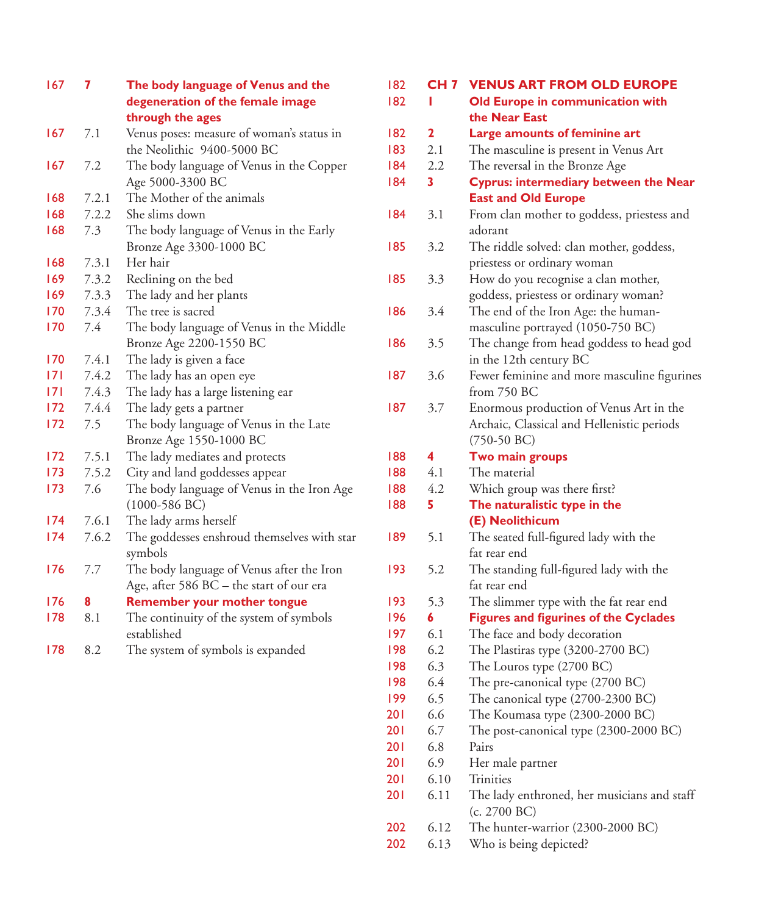| | | |
|---|---|---|
| 167 | **7** | **The body language of Venus and the degeneration of the female image through the ages** |
| 167 | 7.1 | Venus poses: measure of woman's status in the Neolithic  9400-5000 BC |
| 167 | 7.2 | The body language of Venus in the Copper Age 5000-3300 BC |
| 168 | 7.2.1 | The Mother of the animals |
| 168 | 7.2.2 | She slims down |
| 168 | 7.3 | The body language of Venus in the Early Bronze Age 3300-1000 BC |
| 168 | 7.3.1 | Her hair |
| 169 | 7.3.2 | Reclining on the bed |
| 169 | 7.3.3 | The lady and her plants |
| 170 | 7.3.4 | The tree is sacred |
| 170 | 7.4 | The body language of Venus in the Middle Bronze Age 2200-1550 BC |
| 170 | 7.4.1 | The lady is given a face |
| 171 | 7.4.2 | The lady has an open eye |
| 171 | 7.4.3 | The lady has a large listening ear |
| 172 | 7.4.4 | The lady gets a partner |
| 172 | 7.5 | The body language of Venus in the Late Bronze Age 1550-1000 BC |
| 172 | 7.5.1 | The lady mediates and protects |
| 173 | 7.5.2 | City and land goddesses appear |
| 173 | 7.6 | The body language of Venus in the Iron Age (1000-586 BC) |
| 174 | 7.6.1 | The lady arms herself |
| 174 | 7.6.2 | The goddesses enshroud themselves with star symbols |
| 176 | 7.7 | The body language of Venus after the Iron Age, after 586 BC – the start of our era |
| 176 | **8** | **Remember your mother tongue** |
| 178 | 8.1 | The continuity of the system of symbols established |
| 178 | 8.2 | The system of symbols is expanded |
| 182 | **CH 7** | **VENUS ART FROM OLD EUROPE** |
| 182 | **1** | **Old Europe in communication with the Near East** |
| 182 | **2** | **Large amounts of feminine art** |
| 183 | 2.1 | The masculine is present in Venus Art |
| 184 | 2.2 | The reversal in the Bronze Age |
| 184 | **3** | **Cyprus: intermediary between the Near East and Old Europe** |
| 184 | 3.1 | From clan mother to goddess, priestess and adorant |
| 185 | 3.2 | The riddle solved: clan mother, goddess, priestess or ordinary woman |
| 185 | 3.3 | How do you recognise a clan mother, goddess, priestess or ordinary woman? |
| 186 | 3.4 | The end of the Iron Age: the human-masculine portrayed (1050-750 BC) |
| 186 | 3.5 | The change from head goddess to head god in the 12th century BC |
| 187 | 3.6 | Fewer feminine and more masculine figurines from 750 BC |
| 187 | 3.7 | Enormous production of Venus Art in the Archaic, Classical and Hellenistic periods (750-50 BC) |
| 188 | **4** | **Two main groups** |
| 188 | 4.1 | The material |
| 188 | 4.2 | Which group was there first? |
| 188 | **5** | **The naturalistic type in the (E) Neolithicum** |
| 189 | 5.1 | The seated full-figured lady with the fat rear end |
| 193 | 5.2 | The standing full-figured lady with the fat rear end |
| 193 | 5.3 | The slimmer type with the fat rear end |
| 196 | **6** | **Figures and figurines of the Cyclades** |
| 197 | 6.1 | The face and body decoration |
| 198 | 6.2 | The Plastiras type (3200-2700 BC) |
| 198 | 6.3 | The Louros type (2700 BC) |
| 198 | 6.4 | The pre-canonical type (2700 BC) |
| 199 | 6.5 | The canonical type (2700-2300 BC) |
| 201 | 6.6 | The Koumasa type (2300-2000 BC) |
| 201 | 6.7 | The post-canonical type (2300-2000 BC) |
| 201 | 6.8 | Pairs |
| 201 | 6.9 | Her male partner |
| 201 | 6.10 | Trinities |
| 201 | 6.11 | The lady enthroned, her musicians and staff (c. 2700 BC) |
| 202 | 6.12 | The hunter-warrior (2300-2000 BC) |
| 202 | 6.13 | Who is being depicted? |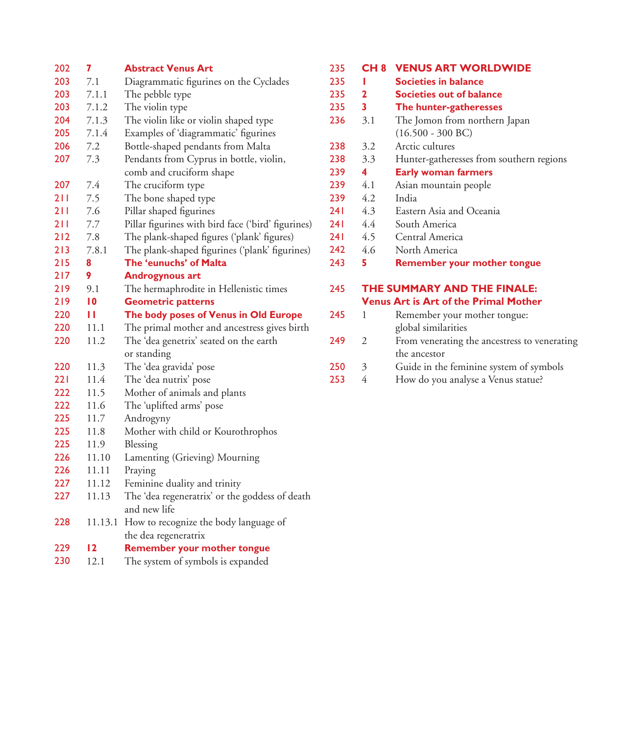| | | |
|---|---|---|
| 202 | **7** | **Abstract Venus Art** |
| 203 | 7.1 | Diagrammatic figurines on the Cyclades |
| 203 | 7.1.1 | The pebble type |
| 203 | 7.1.2 | The violin type |
| 204 | 7.1.3 | The violin like or violin shaped type |
| 205 | 7.1.4 | Examples of 'diagrammatic' figurines |
| 206 | 7.2 | Bottle-shaped pendants from Malta |
| 207 | 7.3 | Pendants from Cyprus in bottle, violin, comb and cruciform shape |
| 207 | 7.4 | The cruciform type |
| 211 | 7.5 | The bone shaped type |
| 211 | 7.6 | Pillar shaped figurines |
| 211 | 7.7 | Pillar figurines with bird face ('bird' figurines) |
| 212 | 7.8 | The plank-shaped figures ('plank' figures) |
| 213 | 7.8.1 | The plank-shaped figurines ('plank' figurines) |
| 215 | **8** | **The 'eunuchs' of Malta** |
| 217 | **9** | **Androgynous art** |
| 219 | 9.1 | The hermaphrodite in Hellenistic times |
| 219 | **10** | **Geometric patterns** |
| 220 | **11** | **The body poses of Venus in Old Europe** |
| 220 | 11.1 | The primal mother and ancestress gives birth |
| 220 | 11.2 | The 'dea genetrix' seated on the earth or standing |
| 220 | 11.3 | The 'dea gravida' pose |
| 221 | 11.4 | The 'dea nutrix' pose |
| 222 | 11.5 | Mother of animals and plants |
| 222 | 11.6 | The 'uplifted arms' pose |
| 225 | 11.7 | Androgyny |
| 225 | 11.8 | Mother with child or Kourothrophos |
| 225 | 11.9 | Blessing |
| 226 | 11.10 | Lamenting (Grieving) Mourning |
| 226 | 11.11 | Praying |
| 227 | 11.12 | Feminine duality and trinity |
| 227 | 11.13 | The 'dea regeneratrix' or the goddess of death and new life |
| 228 | 11.13.1 | How to recognize the body language of the dea regeneratrix |
| 229 | **12** | **Remember your mother tongue** |
| 230 | 12.1 | The system of symbols is expanded |

| | | |
|---|---|---|
| 235 | **CH 8** | **VENUS ART WORLDWIDE** |
| 235 | **1** | **Societies in balance** |
| 235 | **2** | **Societies out of balance** |
| 235 | **3** | **The hunter-gatheresses** |
| 236 | 3.1 | The Jomon from northern Japan (16.500 - 300 BC) |
| 238 | 3.2 | Arctic cultures |
| 238 | 3.3 | Hunter-gatheresses from southern regions |
| 239 | **4** | **Early woman farmers** |
| 239 | 4.1 | Asian mountain people |
| 239 | 4.2 | India |
| 241 | 4.3 | Eastern Asia and Oceania |
| 241 | 4.4 | South America |
| 241 | 4.5 | Central America |
| 242 | 4.6 | North America |
| 243 | **5** | **Remember your mother tongue** |

| | | |
|---|---|---|
| 245 | | **THE SUMMARY AND THE FINALE: Venus Art is Art of the Primal Mother** |
| 245 | 1 | Remember your mother tongue: global similarities |
| 249 | 2 | From venerating the ancestress to venerating the ancestor |
| 250 | 3 | Guide in the feminine system of symbols |
| 253 | 4 | How do you analyse a Venus statue? |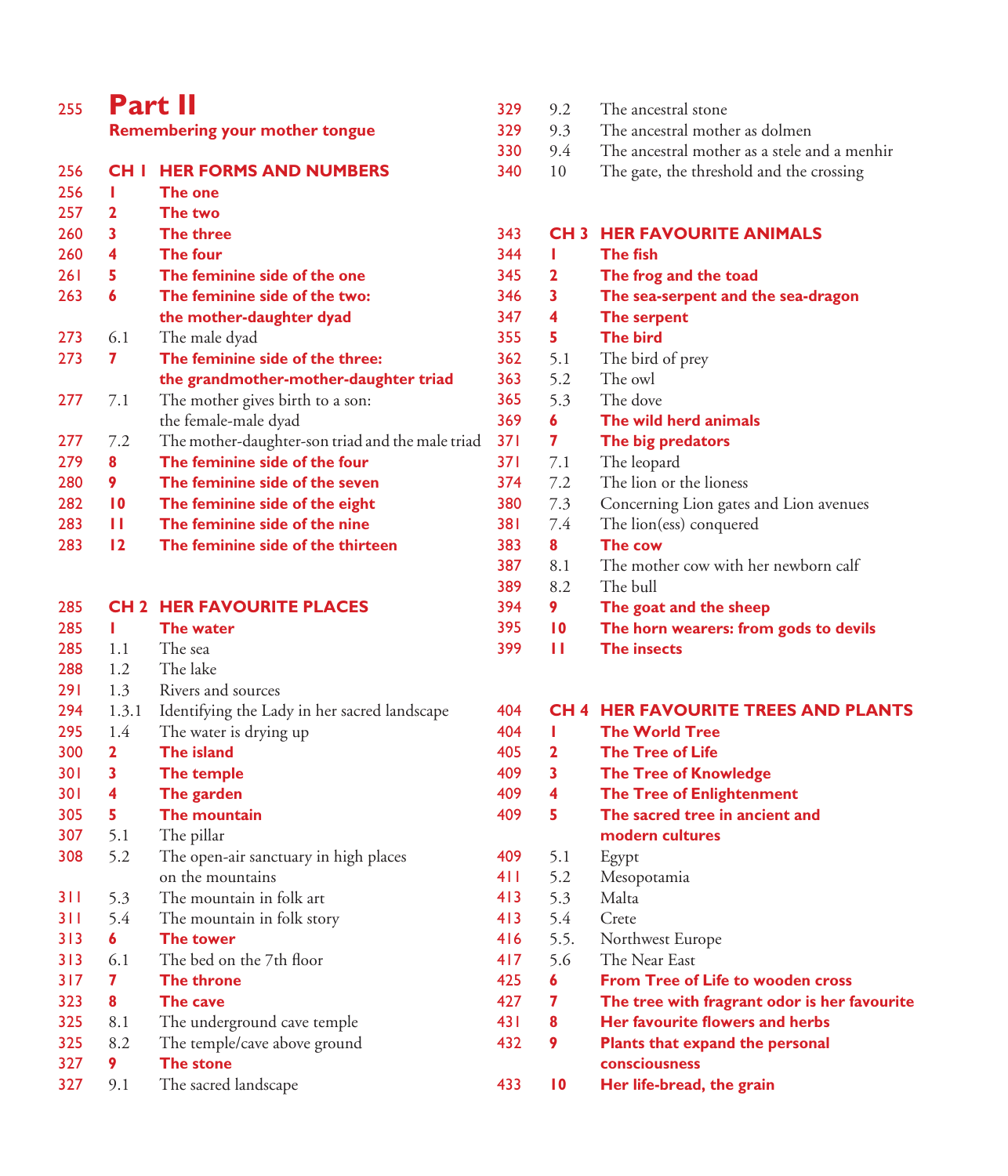# Part II

**Remembering your mother tongue** — 255

## CH 1 HER FORMS AND NUMBERS — 256

| Page | No. | Title |
|---|---|---|
| 256 | **1** | **The one** |
| 257 | **2** | **The two** |
| 260 | **3** | **The three** |
| 260 | **4** | **The four** |
| 261 | **5** | **The feminine side of the one** |
| 263 | **6** | **The feminine side of the two: the mother-daughter dyad** |
| 273 | 6.1 | The male dyad |
| 273 | **7** | **The feminine side of the three: the grandmother-mother-daughter triad** |
| 277 | 7.1 | The mother gives birth to a son: the female-male dyad |
| 277 | 7.2 | The mother-daughter-son triad and the male triad |
| 279 | **8** | **The feminine side of the four** |
| 280 | **9** | **The feminine side of the seven** |
| 282 | **10** | **The feminine side of the eight** |
| 283 | **11** | **The feminine side of the nine** |
| 283 | **12** | **The feminine side of the thirteen** |

## CH 2 HER FAVOURITE PLACES — 285

| Page | No. | Title |
|---|---|---|
| 285 | **1** | **The water** |
| 285 | 1.1 | The sea |
| 288 | 1.2 | The lake |
| 291 | 1.3 | Rivers and sources |
| 294 | 1.3.1 | Identifying the Lady in her sacred landscape |
| 295 | 1.4 | The water is drying up |
| 300 | **2** | **The island** |
| 301 | **3** | **The temple** |
| 301 | **4** | **The garden** |
| 305 | **5** | **The mountain** |
| 307 | 5.1 | The pillar |
| 308 | 5.2 | The open-air sanctuary in high places on the mountains |
| 311 | 5.3 | The mountain in folk art |
| 311 | 5.4 | The mountain in folk story |
| 313 | **6** | **The tower** |
| 313 | 6.1 | The bed on the 7th floor |
| 317 | **7** | **The throne** |
| 323 | **8** | **The cave** |
| 325 | 8.1 | The underground cave temple |
| 325 | 8.2 | The temple/cave above ground |
| 327 | **9** | **The stone** |
| 327 | 9.1 | The sacred landscape |
| 329 | 9.2 | The ancestral stone |
| 329 | 9.3 | The ancestral mother as dolmen |
| 330 | 9.4 | The ancestral mother as a stele and a menhir |
| 340 | 10 | The gate, the threshold and the crossing |

## CH 3 HER FAVOURITE ANIMALS — 343

| Page | No. | Title |
|---|---|---|
| 344 | **1** | **The fish** |
| 345 | **2** | **The frog and the toad** |
| 346 | **3** | **The sea-serpent and the sea-dragon** |
| 347 | **4** | **The serpent** |
| 355 | **5** | **The bird** |
| 362 | 5.1 | The bird of prey |
| 363 | 5.2 | The owl |
| 365 | 5.3 | The dove |
| 369 | **6** | **The wild herd animals** |
| 371 | **7** | **The big predators** |
| 371 | 7.1 | The leopard |
| 374 | 7.2 | The lion or the lioness |
| 380 | 7.3 | Concerning Lion gates and Lion avenues |
| 381 | 7.4 | The lion(ess) conquered |
| 383 | **8** | **The cow** |
| 387 | 8.1 | The mother cow with her newborn calf |
| 389 | 8.2 | The bull |
| 394 | **9** | **The goat and the sheep** |
| 395 | **10** | **The horn wearers: from gods to devils** |
| 399 | **11** | **The insects** |

## CH 4 HER FAVOURITE TREES AND PLANTS — 404

| Page | No. | Title |
|---|---|---|
| 404 | **1** | **The World Tree** |
| 405 | **2** | **The Tree of Life** |
| 409 | **3** | **The Tree of Knowledge** |
| 409 | **4** | **The Tree of Enlightenment** |
| 409 | **5** | **The sacred tree in ancient and modern cultures** |
| 409 | 5.1 | Egypt |
| 411 | 5.2 | Mesopotamia |
| 413 | 5.3 | Malta |
| 413 | 5.4 | Crete |
| 416 | 5.5. | Northwest Europe |
| 417 | 5.6 | The Near East |
| 425 | **6** | **From Tree of Life to wooden cross** |
| 427 | **7** | **The tree with fragrant odor is her favourite** |
| 431 | **8** | **Her favourite flowers and herbs** |
| 432 | **9** | **Plants that expand the personal consciousness** |
| 433 | **10** | **Her life-bread, the grain** |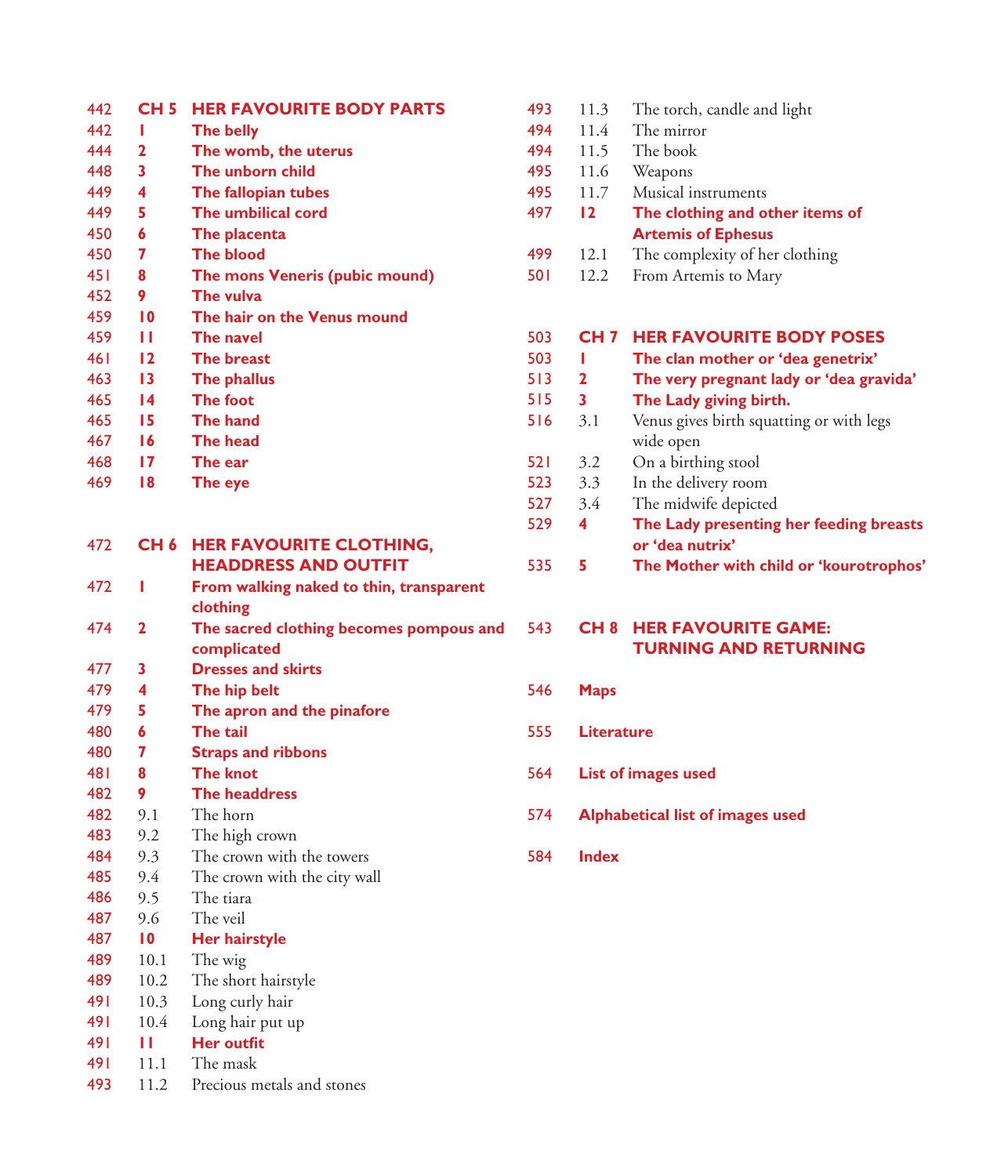| | | |
|---|---|---|
| 442 | **CH 5** | **HER FAVOURITE BODY PARTS** |
| 442 | **1** | **The belly** |
| 444 | **2** | **The womb, the uterus** |
| 448 | **3** | **The unborn child** |
| 449 | **4** | **The fallopian tubes** |
| 449 | **5** | **The umbilical cord** |
| 450 | **6** | **The placenta** |
| 450 | **7** | **The blood** |
| 451 | **8** | **The mons Veneris (pubic mound)** |
| 452 | **9** | **The vulva** |
| 459 | **10** | **The hair on the Venus mound** |
| 459 | **11** | **The navel** |
| 461 | **12** | **The breast** |
| 463 | **13** | **The phallus** |
| 465 | **14** | **The foot** |
| 465 | **15** | **The hand** |
| 467 | **16** | **The head** |
| 468 | **17** | **The ear** |
| 469 | **18** | **The eye** |
| | | |
| 472 | **CH 6** | **HER FAVOURITE CLOTHING, HEADDRESS AND OUTFIT** |
| 472 | **1** | **From walking naked to thin, transparent clothing** |
| 474 | **2** | **The sacred clothing becomes pompous and complicated** |
| 477 | **3** | **Dresses and skirts** |
| 479 | **4** | **The hip belt** |
| 479 | **5** | **The apron and the pinafore** |
| 480 | **6** | **The tail** |
| 480 | **7** | **Straps and ribbons** |
| 481 | **8** | **The knot** |
| 482 | **9** | **The headdress** |
| 482 | 9.1 | The horn |
| 483 | 9.2 | The high crown |
| 484 | 9.3 | The crown with the towers |
| 485 | 9.4 | The crown with the city wall |
| 486 | 9.5 | The tiara |
| 487 | 9.6 | The veil |
| 487 | **10** | **Her hairstyle** |
| 489 | 10.1 | The wig |
| 489 | 10.2 | The short hairstyle |
| 491 | 10.3 | Long curly hair |
| 491 | 10.4 | Long hair put up |
| 491 | **11** | **Her outfit** |
| 491 | 11.1 | The mask |
| 493 | 11.2 | Precious metals and stones |
| 493 | 11.3 | The torch, candle and light |
| 494 | 11.4 | The mirror |
| 494 | 11.5 | The book |
| 495 | 11.6 | Weapons |
| 495 | 11.7 | Musical instruments |
| 497 | **12** | **The clothing and other items of Artemis of Ephesus** |
| 499 | 12.1 | The complexity of her clothing |
| 501 | 12.2 | From Artemis to Mary |
| | | |
| 503 | **CH 7** | **HER FAVOURITE BODY POSES** |
| 503 | **1** | **The clan mother or 'dea genetrix'** |
| 513 | **2** | **The very pregnant lady or 'dea gravida'** |
| 515 | **3** | **The Lady giving birth.** |
| 516 | 3.1 | Venus gives birth squatting or with legs wide open |
| 521 | 3.2 | On a birthing stool |
| 523 | 3.3 | In the delivery room |
| 527 | 3.4 | The midwife depicted |
| 529 | **4** | **The Lady presenting her feeding breasts or 'dea nutrix'** |
| 535 | **5** | **The Mother with child or 'kourotrophos'** |
| | | |
| 543 | **CH 8** | **HER FAVOURITE GAME: TURNING AND RETURNING** |
| | | |
| 546 | **Maps** | |
| 555 | **Literature** | |
| 564 | **List of images used** | |
| 574 | **Alphabetical list of images used** | |
| 584 | **Index** | |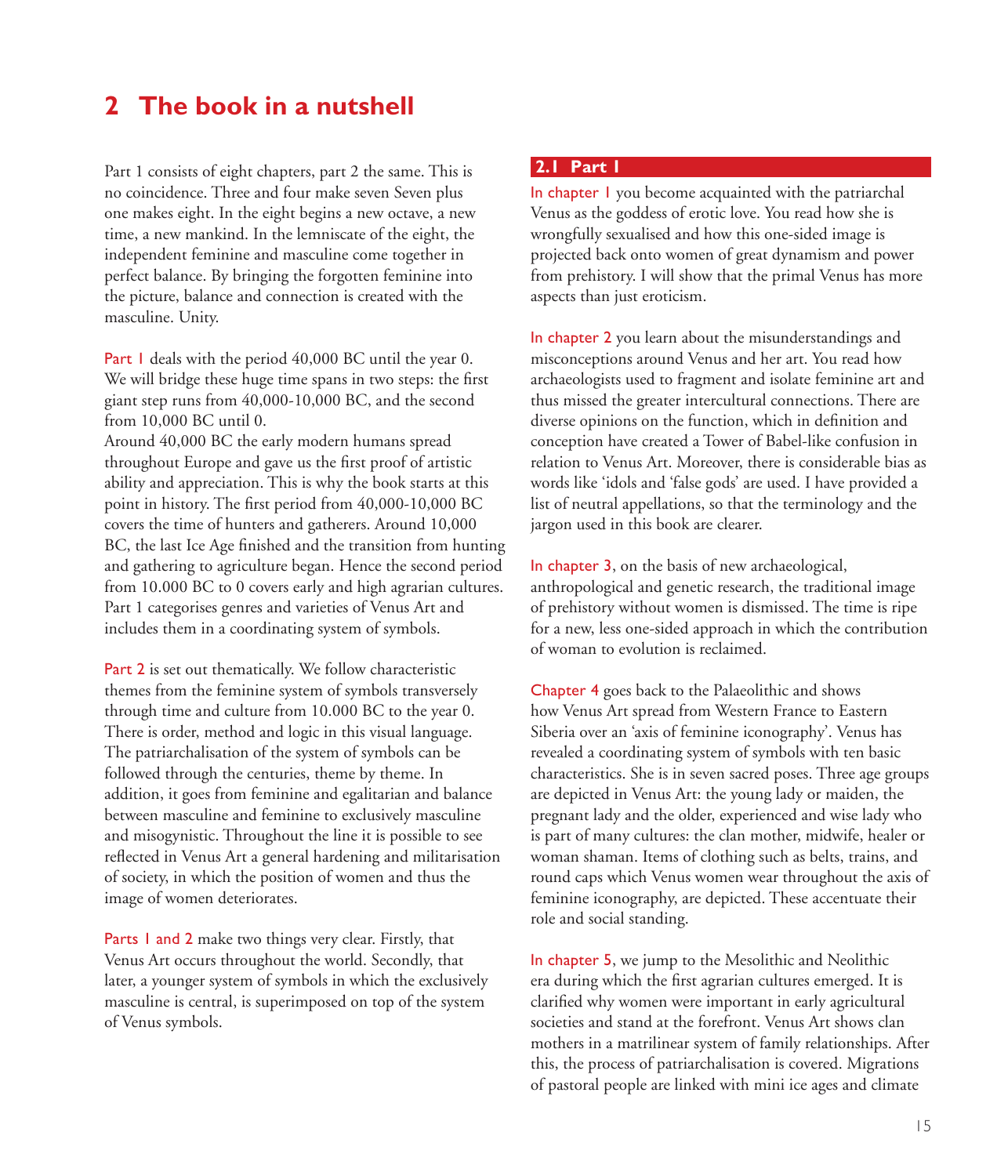## 2 The book in a nutshell

Part 1 consists of eight chapters, part 2 the same. This is no coincidence. Three and four make seven Seven plus one makes eight. In the eight begins a new octave, a new time, a new mankind. In the lemniscate of the eight, the independent feminine and masculine come together in perfect balance. By bringing the forgotten feminine into the picture, balance and connection is created with the masculine. Unity.

Part 1 deals with the period 40,000 BC until the year 0. We will bridge these huge time spans in two steps: the first giant step runs from 40,000-10,000 BC, and the second from 10,000 BC until 0.
Around 40,000 BC the early modern humans spread throughout Europe and gave us the first proof of artistic ability and appreciation. This is why the book starts at this point in history. The first period from 40,000-10,000 BC covers the time of hunters and gatherers. Around 10,000 BC, the last Ice Age finished and the transition from hunting and gathering to agriculture began. Hence the second period from 10.000 BC to 0 covers early and high agrarian cultures. Part 1 categorises genres and varieties of Venus Art and includes them in a coordinating system of symbols.

Part 2 is set out thematically. We follow characteristic themes from the feminine system of symbols transversely through time and culture from 10.000 BC to the year 0. There is order, method and logic in this visual language. The patriarchalisation of the system of symbols can be followed through the centuries, theme by theme. In addition, it goes from feminine and egalitarian and balance between masculine and feminine to exclusively masculine and misogynistic. Throughout the line it is possible to see reflected in Venus Art a general hardening and militarisation of society, in which the position of women and thus the image of women deteriorates.

Parts 1 and 2 make two things very clear. Firstly, that Venus Art occurs throughout the world. Secondly, that later, a younger system of symbols in which the exclusively masculine is central, is superimposed on top of the system of Venus symbols.

### 2.1 Part I

In chapter 1 you become acquainted with the patriarchal Venus as the goddess of erotic love. You read how she is wrongfully sexualised and how this one-sided image is projected back onto women of great dynamism and power from prehistory. I will show that the primal Venus has more aspects than just eroticism.

In chapter 2 you learn about the misunderstandings and misconceptions around Venus and her art. You read how archaeologists used to fragment and isolate feminine art and thus missed the greater intercultural connections. There are diverse opinions on the function, which in definition and conception have created a Tower of Babel-like confusion in relation to Venus Art. Moreover, there is considerable bias as words like 'idols and 'false gods' are used. I have provided a list of neutral appellations, so that the terminology and the jargon used in this book are clearer.

In chapter 3, on the basis of new archaeological, anthropological and genetic research, the traditional image of prehistory without women is dismissed. The time is ripe for a new, less one-sided approach in which the contribution of woman to evolution is reclaimed.

Chapter 4 goes back to the Palaeolithic and shows how Venus Art spread from Western France to Eastern Siberia over an 'axis of feminine iconography'. Venus has revealed a coordinating system of symbols with ten basic characteristics. She is in seven sacred poses. Three age groups are depicted in Venus Art: the young lady or maiden, the pregnant lady and the older, experienced and wise lady who is part of many cultures: the clan mother, midwife, healer or woman shaman. Items of clothing such as belts, trains, and round caps which Venus women wear throughout the axis of feminine iconography, are depicted. These accentuate their role and social standing.

In chapter 5, we jump to the Mesolithic and Neolithic era during which the first agrarian cultures emerged. It is clarified why women were important in early agricultural societies and stand at the forefront. Venus Art shows clan mothers in a matrilinear system of family relationships. After this, the process of patriarchalisation is covered. Migrations of pastoral people are linked with mini ice ages and climate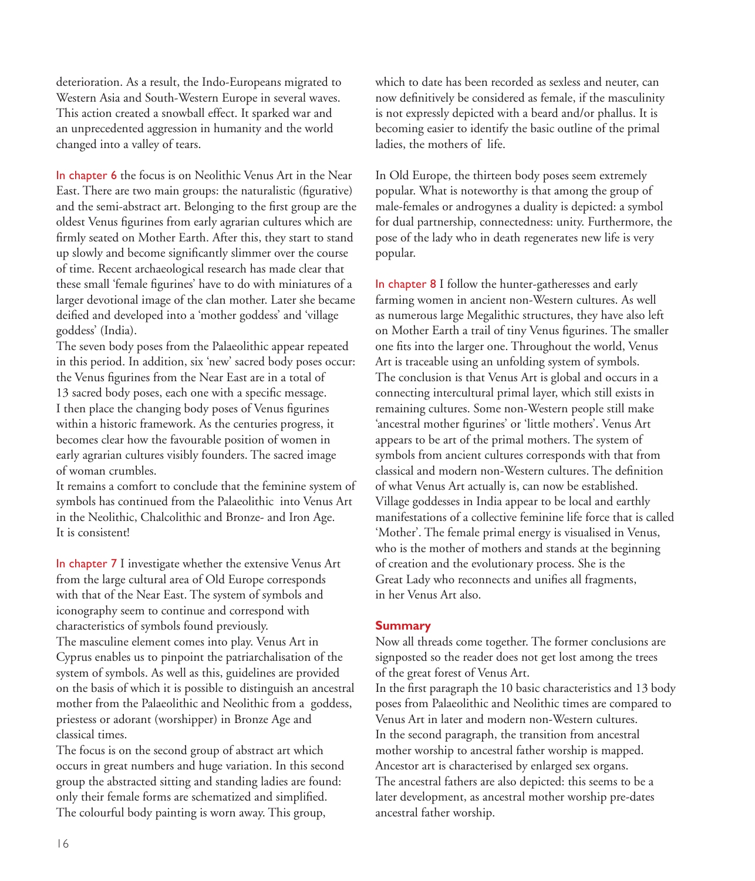deterioration. As a result, the Indo-Europeans migrated to Western Asia and South-Western Europe in several waves. This action created a snowball effect. It sparked war and an unprecedented aggression in humanity and the world changed into a valley of tears.

In chapter 6 the focus is on Neolithic Venus Art in the Near East. There are two main groups: the naturalistic (figurative) and the semi-abstract art. Belonging to the first group are the oldest Venus figurines from early agrarian cultures which are firmly seated on Mother Earth. After this, they start to stand up slowly and become significantly slimmer over the course of time. Recent archaeological research has made clear that these small 'female figurines' have to do with miniatures of a larger devotional image of the clan mother. Later she became deified and developed into a 'mother goddess' and 'village goddess' (India).

The seven body poses from the Palaeolithic appear repeated in this period. In addition, six 'new' sacred body poses occur: the Venus figurines from the Near East are in a total of 13 sacred body poses, each one with a specific message. I then place the changing body poses of Venus figurines within a historic framework. As the centuries progress, it becomes clear how the favourable position of women in early agrarian cultures visibly founders. The sacred image of woman crumbles.

It remains a comfort to conclude that the feminine system of symbols has continued from the Palaeolithic into Venus Art in the Neolithic, Chalcolithic and Bronze- and Iron Age. It is consistent!

In chapter 7 I investigate whether the extensive Venus Art from the large cultural area of Old Europe corresponds with that of the Near East. The system of symbols and iconography seem to continue and correspond with characteristics of symbols found previously.

The masculine element comes into play. Venus Art in Cyprus enables us to pinpoint the patriarchalisation of the system of symbols. As well as this, guidelines are provided on the basis of which it is possible to distinguish an ancestral mother from the Palaeolithic and Neolithic from a goddess, priestess or adorant (worshipper) in Bronze Age and classical times.

The focus is on the second group of abstract art which occurs in great numbers and huge variation. In this second group the abstracted sitting and standing ladies are found: only their female forms are schematized and simplified. The colourful body painting is worn away. This group, which to date has been recorded as sexless and neuter, can now definitively be considered as female, if the masculinity is not expressly depicted with a beard and/or phallus. It is becoming easier to identify the basic outline of the primal ladies, the mothers of life.

In Old Europe, the thirteen body poses seem extremely popular. What is noteworthy is that among the group of male-females or androgynes a duality is depicted: a symbol for dual partnership, connectedness: unity. Furthermore, the pose of the lady who in death regenerates new life is very popular.

In chapter 8 I follow the hunter-gatheresses and early farming women in ancient non-Western cultures. As well as numerous large Megalithic structures, they have also left on Mother Earth a trail of tiny Venus figurines. The smaller one fits into the larger one. Throughout the world, Venus Art is traceable using an unfolding system of symbols. The conclusion is that Venus Art is global and occurs in a connecting intercultural primal layer, which still exists in remaining cultures. Some non-Western people still make 'ancestral mother figurines' or 'little mothers'. Venus Art appears to be art of the primal mothers. The system of symbols from ancient cultures corresponds with that from classical and modern non-Western cultures. The definition of what Venus Art actually is, can now be established. Village goddesses in India appear to be local and earthly manifestations of a collective feminine life force that is called 'Mother'. The female primal energy is visualised in Venus, who is the mother of mothers and stands at the beginning of creation and the evolutionary process. She is the Great Lady who reconnects and unifies all fragments, in her Venus Art also.

**Summary**

Now all threads come together. The former conclusions are signposted so the reader does not get lost among the trees of the great forest of Venus Art.

In the first paragraph the 10 basic characteristics and 13 body poses from Palaeolithic and Neolithic times are compared to Venus Art in later and modern non-Western cultures.

In the second paragraph, the transition from ancestral mother worship to ancestral father worship is mapped. Ancestor art is characterised by enlarged sex organs. The ancestral fathers are also depicted: this seems to be a later development, as ancestral mother worship pre-dates ancestral father worship.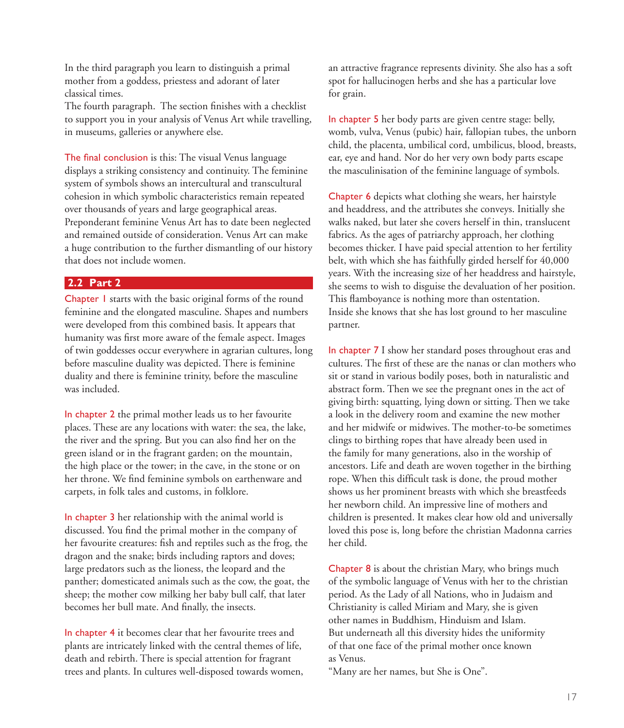In the third paragraph you learn to distinguish a primal mother from a goddess, priestess and adorant of later classical times.
The fourth paragraph. The section finishes with a checklist to support you in your analysis of Venus Art while travelling, in museums, galleries or anywhere else.

The final conclusion is this: The visual Venus language displays a striking consistency and continuity. The feminine system of symbols shows an intercultural and transcultural cohesion in which symbolic characteristics remain repeated over thousands of years and large geographical areas. Preponderant feminine Venus Art has to date been neglected and remained outside of consideration. Venus Art can make a huge contribution to the further dismantling of our history that does not include women.

## 2.2 Part 2

Chapter 1 starts with the basic original forms of the round feminine and the elongated masculine. Shapes and numbers were developed from this combined basis. It appears that humanity was first more aware of the female aspect. Images of twin goddesses occur everywhere in agrarian cultures, long before masculine duality was depicted. There is feminine duality and there is feminine trinity, before the masculine was included.

In chapter 2 the primal mother leads us to her favourite places. These are any locations with water: the sea, the lake, the river and the spring. But you can also find her on the green island or in the fragrant garden; on the mountain, the high place or the tower; in the cave, in the stone or on her throne. We find feminine symbols on earthenware and carpets, in folk tales and customs, in folklore.

In chapter 3 her relationship with the animal world is discussed. You find the primal mother in the company of her favourite creatures: fish and reptiles such as the frog, the dragon and the snake; birds including raptors and doves; large predators such as the lioness, the leopard and the panther; domesticated animals such as the cow, the goat, the sheep; the mother cow milking her baby bull calf, that later becomes her bull mate. And finally, the insects.

In chapter 4 it becomes clear that her favourite trees and plants are intricately linked with the central themes of life, death and rebirth. There is special attention for fragrant trees and plants. In cultures well-disposed towards women, an attractive fragrance represents divinity. She also has a soft spot for hallucinogen herbs and she has a particular love for grain.

In chapter 5 her body parts are given centre stage: belly, womb, vulva, Venus (pubic) hair, fallopian tubes, the unborn child, the placenta, umbilical cord, umbilicus, blood, breasts, ear, eye and hand. Nor do her very own body parts escape the masculinisation of the feminine language of symbols.

Chapter 6 depicts what clothing she wears, her hairstyle and headdress, and the attributes she conveys. Initially she walks naked, but later she covers herself in thin, translucent fabrics. As the ages of patriarchy approach, her clothing becomes thicker. I have paid special attention to her fertility belt, with which she has faithfully girded herself for 40,000 years. With the increasing size of her headdress and hairstyle, she seems to wish to disguise the devaluation of her position. This flamboyance is nothing more than ostentation. Inside she knows that she has lost ground to her masculine partner.

In chapter 7 I show her standard poses throughout eras and cultures. The first of these are the nanas or clan mothers who sit or stand in various bodily poses, both in naturalistic and abstract form. Then we see the pregnant ones in the act of giving birth: squatting, lying down or sitting. Then we take a look in the delivery room and examine the new mother and her midwife or midwives. The mother-to-be sometimes clings to birthing ropes that have already been used in the family for many generations, also in the worship of ancestors. Life and death are woven together in the birthing rope. When this difficult task is done, the proud mother shows us her prominent breasts with which she breastfeeds her newborn child. An impressive line of mothers and children is presented. It makes clear how old and universally loved this pose is, long before the christian Madonna carries her child.

Chapter 8 is about the christian Mary, who brings much of the symbolic language of Venus with her to the christian period. As the Lady of all Nations, who in Judaism and Christianity is called Miriam and Mary, she is given other names in Buddhism, Hinduism and Islam. But underneath all this diversity hides the uniformity of that one face of the primal mother once known as Venus.
"Many are her names, but She is One".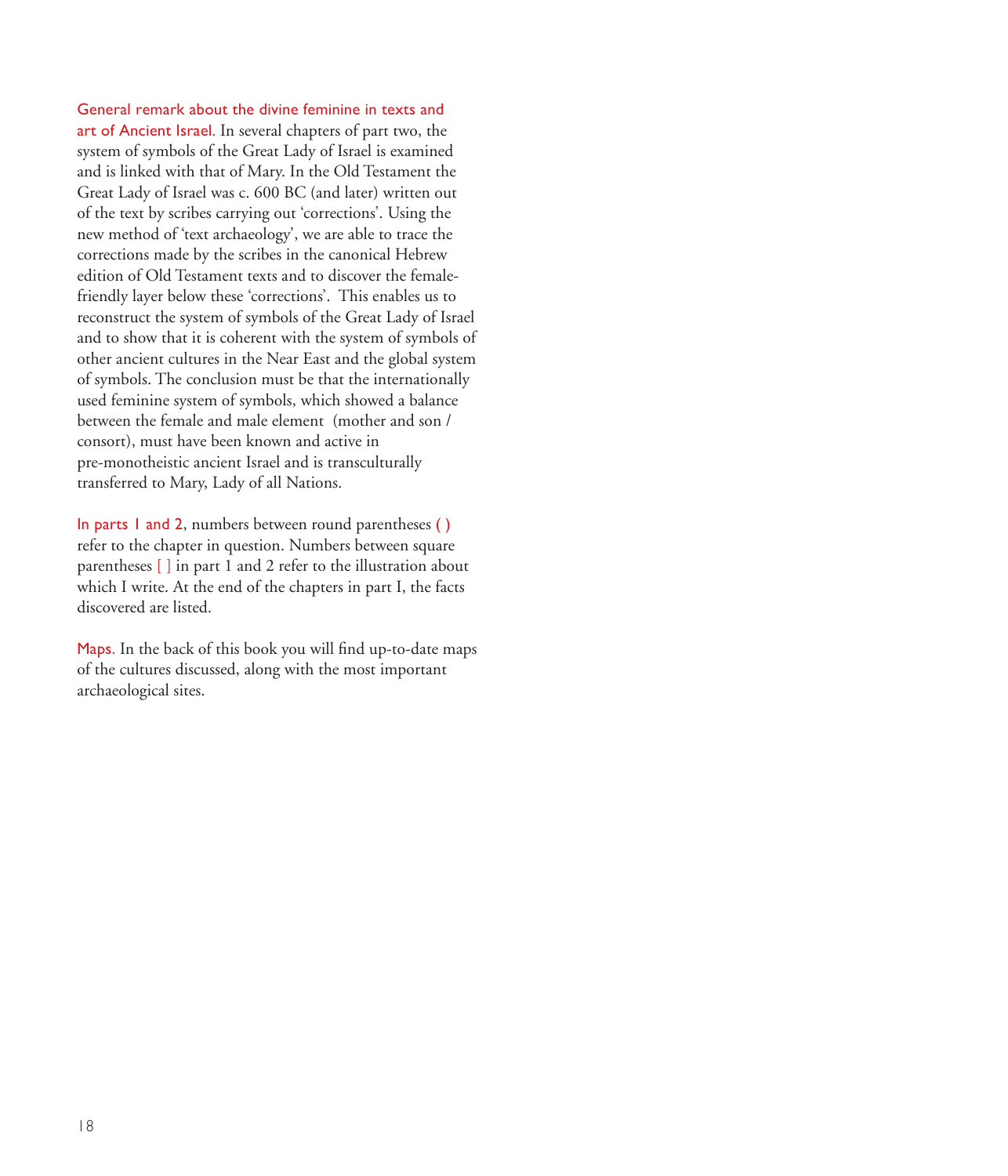**General remark about the divine feminine in texts and art of Ancient Israel.** In several chapters of part two, the system of symbols of the Great Lady of Israel is examined and is linked with that of Mary. In the Old Testament the Great Lady of Israel was c. 600 BC (and later) written out of the text by scribes carrying out 'corrections'. Using the new method of 'text archaeology', we are able to trace the corrections made by the scribes in the canonical Hebrew edition of Old Testament texts and to discover the female-friendly layer below these 'corrections'. This enables us to reconstruct the system of symbols of the Great Lady of Israel and to show that it is coherent with the system of symbols of other ancient cultures in the Near East and the global system of symbols. The conclusion must be that the internationally used feminine system of symbols, which showed a balance between the female and male element (mother and son / consort), must have been known and active in pre-monotheistic ancient Israel and is transculturally transferred to Mary, Lady of all Nations.

**In parts 1 and 2**, numbers between round parentheses **( )** refer to the chapter in question. Numbers between square parentheses **[ ]** in part 1 and 2 refer to the illustration about which I write. At the end of the chapters in part I, the facts discovered are listed.

**Maps.** In the back of this book you will find up-to-date maps of the cultures discussed, along with the most important archaeological sites.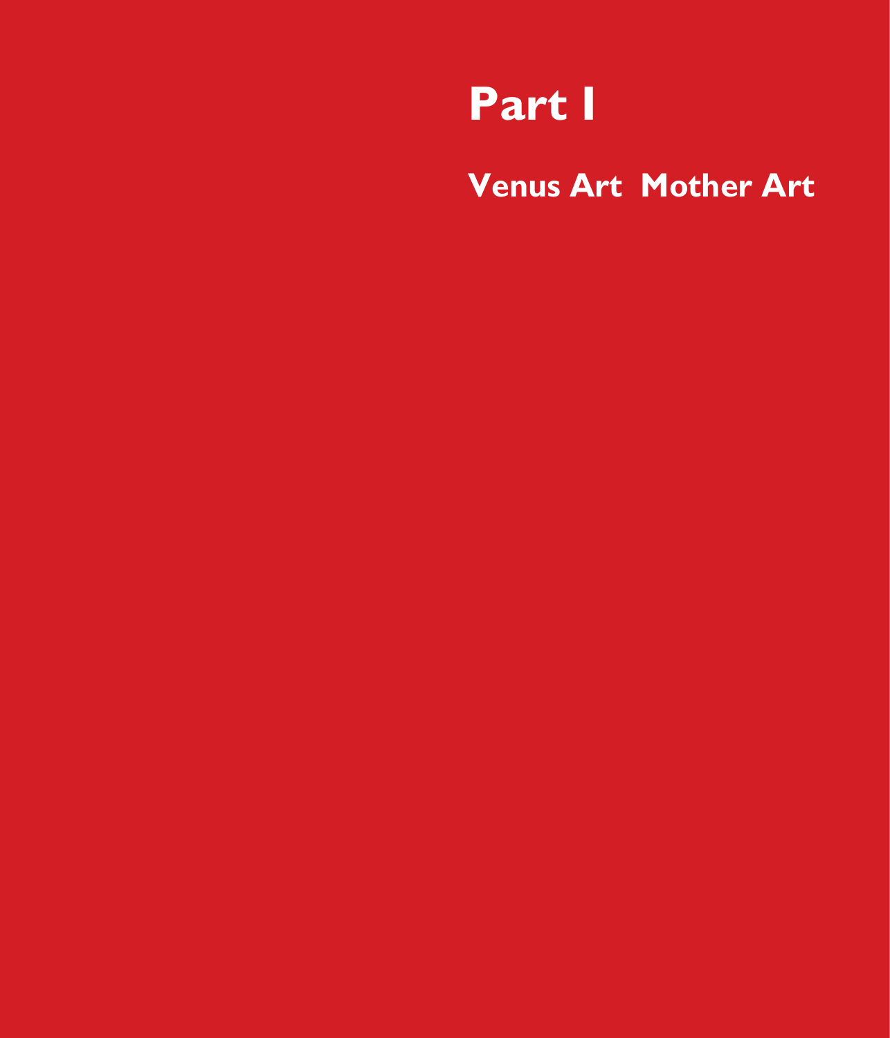# Part I

## Venus Art  Mother Art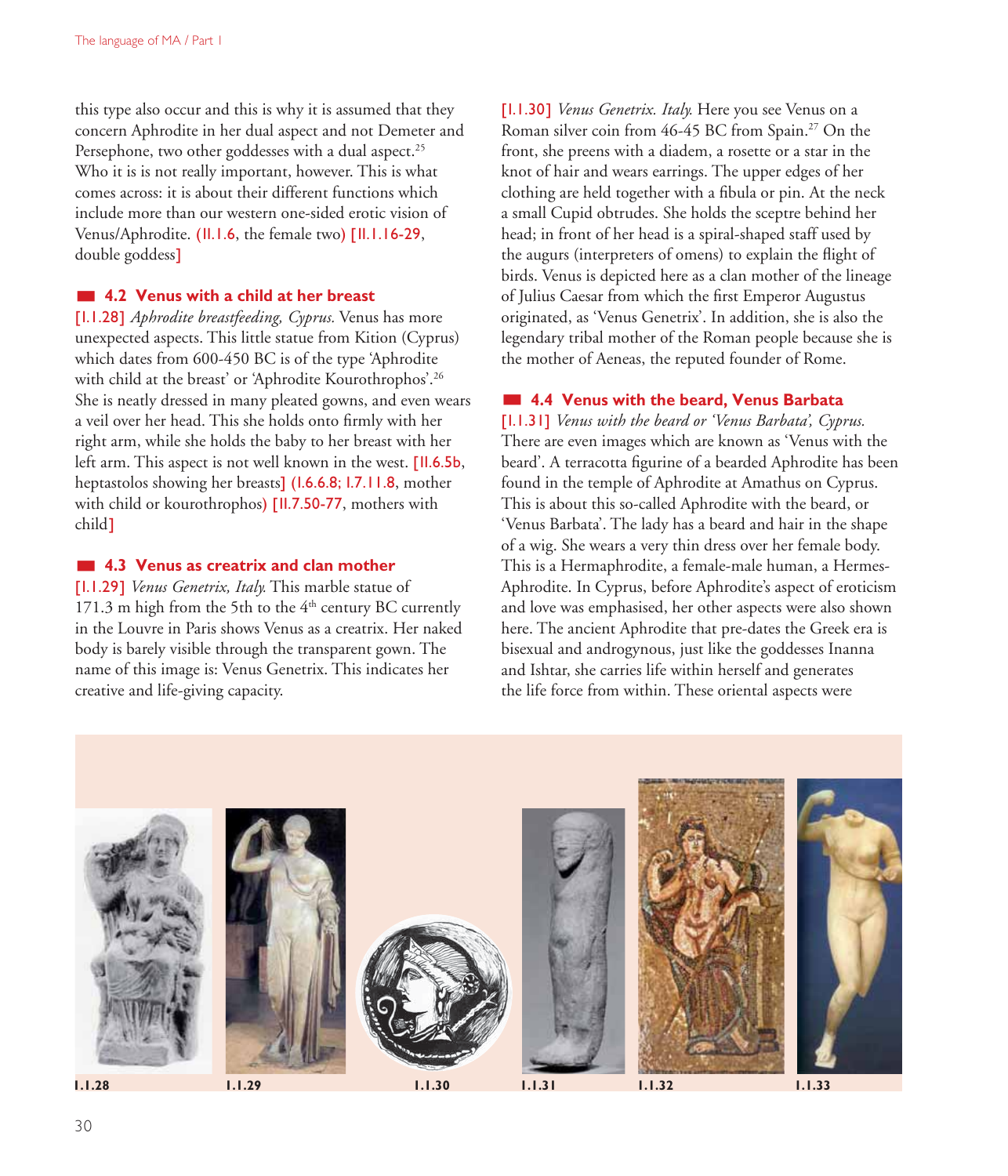this type also occur and this is why it is assumed that they concern Aphrodite in her dual aspect and not Demeter and Persephone, two other goddesses with a dual aspect.[25] Who it is is not really important, however. This is what comes across: it is about their different functions which include more than our western one-sided erotic vision of Venus/Aphrodite. (II.1.6, the female two) [II.1.16-29, double goddess]

## 4.2 Venus with a child at her breast

[I.1.28] *Aphrodite breastfeeding, Cyprus.* Venus has more unexpected aspects. This little statue from Kition (Cyprus) which dates from 600-450 BC is of the type 'Aphrodite with child at the breast' or 'Aphrodite Kourothrophos'.[26] She is neatly dressed in many pleated gowns, and even wears a veil over her head. This she holds onto firmly with her right arm, while she holds the baby to her breast with her left arm. This aspect is not well known in the west. [II.6.5b, heptastolos showing her breasts] (I.6.6.8; I.7.11.8, mother with child or kourothrophos) [II.7.50-77, mothers with child]

## 4.3 Venus as creatrix and clan mother

[I.1.29] *Venus Genetrix, Italy.* This marble statue of 171.3 m high from the 5th to the 4th century BC currently in the Louvre in Paris shows Venus as a creatrix. Her naked body is barely visible through the transparent gown. The name of this image is: Venus Genetrix. This indicates her creative and life-giving capacity.

[I.1.30] *Venus Genetrix. Italy.* Here you see Venus on a Roman silver coin from 46-45 BC from Spain.[27] On the front, she preens with a diadem, a rosette or a star in the knot of hair and wears earrings. The upper edges of her clothing are held together with a fibula or pin. At the neck a small Cupid obtrudes. She holds the sceptre behind her head; in front of her head is a spiral-shaped staff used by the augurs (interpreters of omens) to explain the flight of birds. Venus is depicted here as a clan mother of the lineage of Julius Caesar from which the first Emperor Augustus originated, as 'Venus Genetrix'. In addition, she is also the legendary tribal mother of the Roman people because she is the mother of Aeneas, the reputed founder of Rome.

## 4.4 Venus with the beard, Venus Barbata

[I.1.31] *Venus with the beard or 'Venus Barbata', Cyprus.* There are even images which are known as 'Venus with the beard'. A terracotta figurine of a bearded Aphrodite has been found in the temple of Aphrodite at Amathus on Cyprus. This is about this so-called Aphrodite with the beard, or 'Venus Barbata'. The lady has a beard and hair in the shape of a wig. She wears a very thin dress over her female body. This is a Hermaphrodite, a female-male human, a Hermes-Aphrodite. In Cyprus, before Aphrodite's aspect of eroticism and love was emphasised, her other aspects were also shown here. The ancient Aphrodite that pre-dates the Greek era is bisexual and androgynous, just like the goddesses Inanna and Ishtar, she carries life within herself and generates the life force from within. These oriental aspects were

I.1.28 I.1.29 I.1.30 I.1.31 I.1.32 I.1.33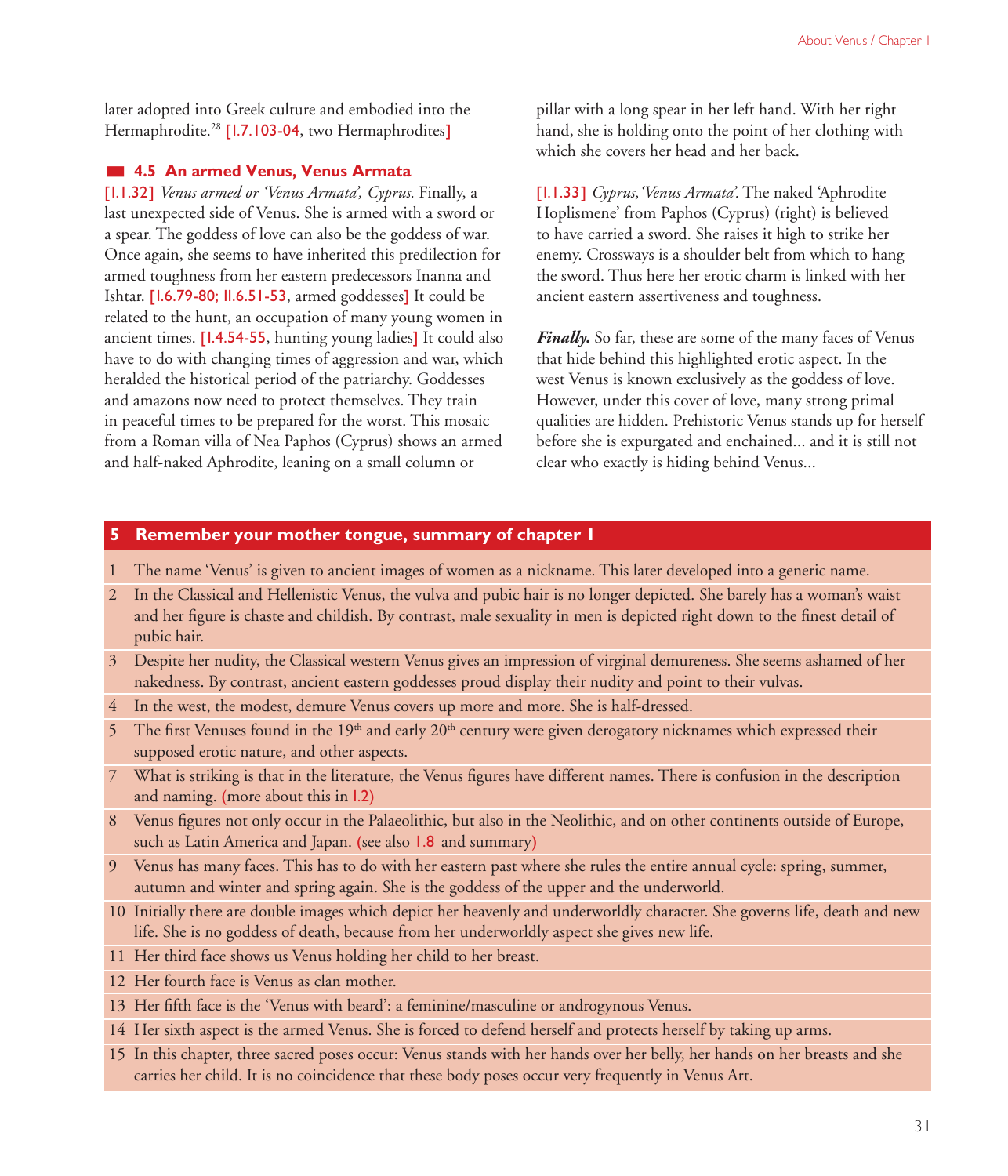later adopted into Greek culture and embodied into the Hermaphrodite.[28] [I.7.103-04, two Hermaphrodites]

### 4.5 An armed Venus, Venus Armata

[I.1.32] *Venus armed or 'Venus Armata', Cyprus.* Finally, a last unexpected side of Venus. She is armed with a sword or a spear. The goddess of love can also be the goddess of war. Once again, she seems to have inherited this predilection for armed toughness from her eastern predecessors Inanna and Ishtar. [I.6.79-80; II.6.51-53, armed goddesses] It could be related to the hunt, an occupation of many young women in ancient times. [I.4.54-55, hunting young ladies] It could also have to do with changing times of aggression and war, which heralded the historical period of the patriarchy. Goddesses and amazons now need to protect themselves. They train in peaceful times to be prepared for the worst. This mosaic from a Roman villa of Nea Paphos (Cyprus) shows an armed and half-naked Aphrodite, leaning on a small column or pillar with a long spear in her left hand. With her right hand, she is holding onto the point of her clothing with which she covers her head and her back.

[I.1.33] *Cyprus, 'Venus Armata'.* The naked 'Aphrodite Hoplismene' from Paphos (Cyprus) (right) is believed to have carried a sword. She raises it high to strike her enemy. Crossways is a shoulder belt from which to hang the sword. Thus here her erotic charm is linked with her ancient eastern assertiveness and toughness.

***Finally.*** So far, these are some of the many faces of Venus that hide behind this highlighted erotic aspect. In the west Venus is known exclusively as the goddess of love. However, under this cover of love, many strong primal qualities are hidden. Prehistoric Venus stands up for herself before she is expurgated and enchained... and it is still not clear who exactly is hiding behind Venus...

## 5 Remember your mother tongue, summary of chapter 1

1. The name 'Venus' is given to ancient images of women as a nickname. This later developed into a generic name.
2. In the Classical and Hellenistic Venus, the vulva and pubic hair is no longer depicted. She barely has a woman's waist and her figure is chaste and childish. By contrast, male sexuality in men is depicted right down to the finest detail of pubic hair.
3. Despite her nudity, the Classical western Venus gives an impression of virginal demureness. She seems ashamed of her nakedness. By contrast, ancient eastern goddesses proud display their nudity and point to their vulvas.
4. In the west, the modest, demure Venus covers up more and more. She is half-dressed.
5. The first Venuses found in the 19th and early 20th century were given derogatory nicknames which expressed their supposed erotic nature, and other aspects.
7. What is striking is that in the literature, the Venus figures have different names. There is confusion in the description and naming. (more about this in I.2)
8. Venus figures not only occur in the Palaeolithic, but also in the Neolithic, and on other continents outside of Europe, such as Latin America and Japan. (see also 1.8 and summary)
9. Venus has many faces. This has to do with her eastern past where she rules the entire annual cycle: spring, summer, autumn and winter and spring again. She is the goddess of the upper and the underworld.
10. Initially there are double images which depict her heavenly and underworldly character. She governs life, death and new life. She is no goddess of death, because from her underworldly aspect she gives new life.
11. Her third face shows us Venus holding her child to her breast.
12. Her fourth face is Venus as clan mother.
13. Her fifth face is the 'Venus with beard': a feminine/masculine or androgynous Venus.
14. Her sixth aspect is the armed Venus. She is forced to defend herself and protects herself by taking up arms.
15. In this chapter, three sacred poses occur: Venus stands with her hands over her belly, her hands on her breasts and she carries her child. It is no coincidence that these body poses occur very frequently in Venus Art.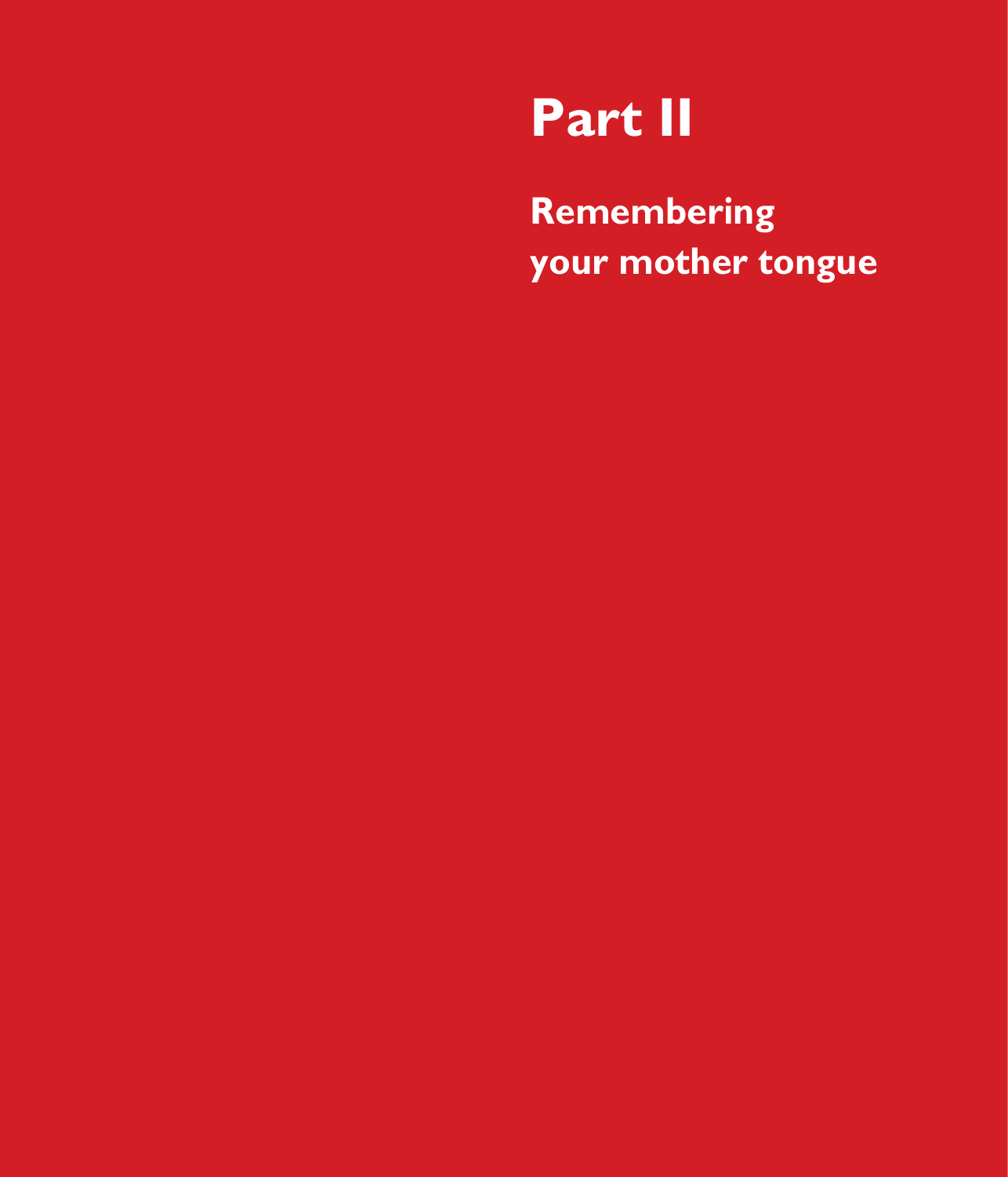# Part II

## Remembering your mother tongue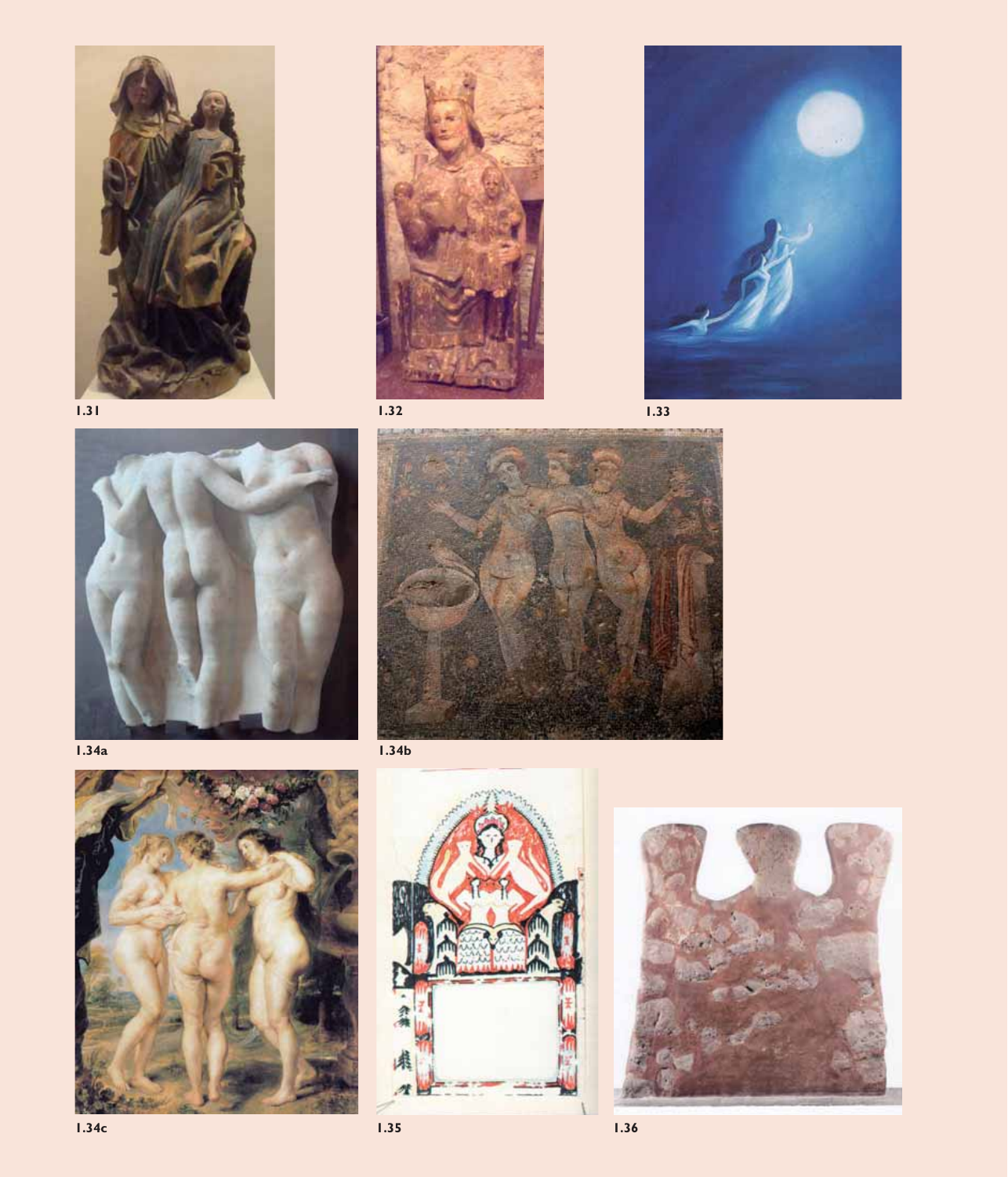1.31

1.32

1.33

1.34a

1.34b

1.34c

1.35

1.36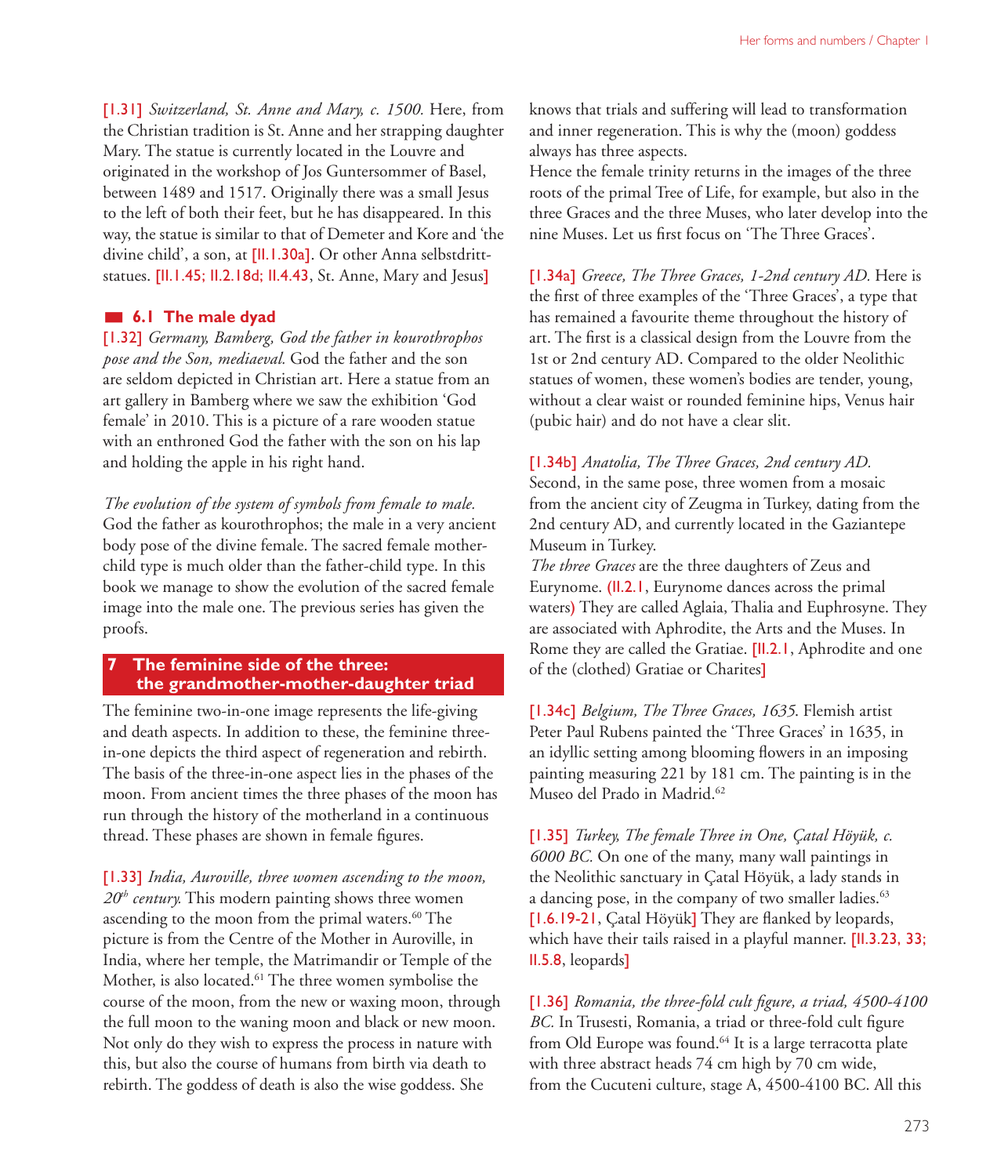**[1.31]** *Switzerland, St. Anne and Mary, c. 1500.* Here, from the Christian tradition is St. Anne and her strapping daughter Mary. The statue is currently located in the Louvre and originated in the workshop of Jos Guntersommer of Basel, between 1489 and 1517. Originally there was a small Jesus to the left of both their feet, but he has disappeared. In this way, the statue is similar to that of Demeter and Kore and 'the divine child', a son, at [II.1.30a]. Or other Anna selbstdritt-statues. [II.1.45; II.2.18d; II.4.43, St. Anne, Mary and Jesus]

### 6.1 The male dyad

**[1.32]** *Germany, Bamberg, God the father in kourothrophos pose and the Son, mediaeval.* God the father and the son are seldom depicted in Christian art. Here a statue from an art gallery in Bamberg where we saw the exhibition 'God female' in 2010. This is a picture of a rare wooden statue with an enthroned God the father with the son on his lap and holding the apple in his right hand.

*The evolution of the system of symbols from female to male.* God the father as kourothrophos; the male in a very ancient body pose of the divine female. The sacred female mother-child type is much older than the father-child type. In this book we manage to show the evolution of the sacred female image into the male one. The previous series has given the proofs.

## 7 The feminine side of the three: the grandmother-mother-daughter triad

The feminine two-in-one image represents the life-giving and death aspects. In addition to these, the feminine three-in-one depicts the third aspect of regeneration and rebirth. The basis of the three-in-one aspect lies in the phases of the moon. From ancient times the three phases of the moon has run through the history of the motherland in a continuous thread. These phases are shown in female figures.

**[1.33]** *India, Auroville, three women ascending to the moon, 20th century.* This modern painting shows three women ascending to the moon from the primal waters.[60] The picture is from the Centre of the Mother in Auroville, in India, where her temple, the Matrimandir or Temple of the Mother, is also located.[61] The three women symbolise the course of the moon, from the new or waxing moon, through the full moon to the waning moon and black or new moon. Not only do they wish to express the process in nature with this, but also the course of humans from birth via death to rebirth. The goddess of death is also the wise goddess. She knows that trials and suffering will lead to transformation and inner regeneration. This is why the (moon) goddess always has three aspects.
Hence the female trinity returns in the images of the three roots of the primal Tree of Life, for example, but also in the three Graces and the three Muses, who later develop into the nine Muses. Let us first focus on 'The Three Graces'.

**[1.34a]** *Greece, The Three Graces, 1-2nd century AD.* Here is the first of three examples of the 'Three Graces', a type that has remained a favourite theme throughout the history of art. The first is a classical design from the Louvre from the 1st or 2nd century AD. Compared to the older Neolithic statues of women, these women's bodies are tender, young, without a clear waist or rounded feminine hips, Venus hair (pubic hair) and do not have a clear slit.

**[1.34b]** *Anatolia, The Three Graces, 2nd century AD.* Second, in the same pose, three women from a mosaic from the ancient city of Zeugma in Turkey, dating from the 2nd century AD, and currently located in the Gaziantepe Museum in Turkey.
*The three Graces* are the three daughters of Zeus and Eurynome. (II.2.1, Eurynome dances across the primal waters) They are called Aglaia, Thalia and Euphrosyne. They are associated with Aphrodite, the Arts and the Muses. In Rome they are called the Gratiae. [II.2.1, Aphrodite and one of the (clothed) Gratiae or Charites]

**[1.34c]** *Belgium, The Three Graces, 1635.* Flemish artist Peter Paul Rubens painted the 'Three Graces' in 1635, in an idyllic setting among blooming flowers in an imposing painting measuring 221 by 181 cm. The painting is in the Museo del Prado in Madrid.[62]

**[1.35]** *Turkey, The female Three in One, Çatal Höyük, c. 6000 BC.* On one of the many, many wall paintings in the Neolithic sanctuary in Çatal Höyük, a lady stands in a dancing pose, in the company of two smaller ladies.[63] [1.6.19-21, Çatal Höyük] They are flanked by leopards, which have their tails raised in a playful manner. [II.3.23, 33; II.5.8, leopards]

**[1.36]** *Romania, the three-fold cult figure, a triad, 4500-4100 BC.* In Trusesti, Romania, a triad or three-fold cult figure from Old Europe was found.[64] It is a large terracotta plate with three abstract heads 74 cm high by 70 cm wide, from the Cucuteni culture, stage A, 4500-4100 BC. All this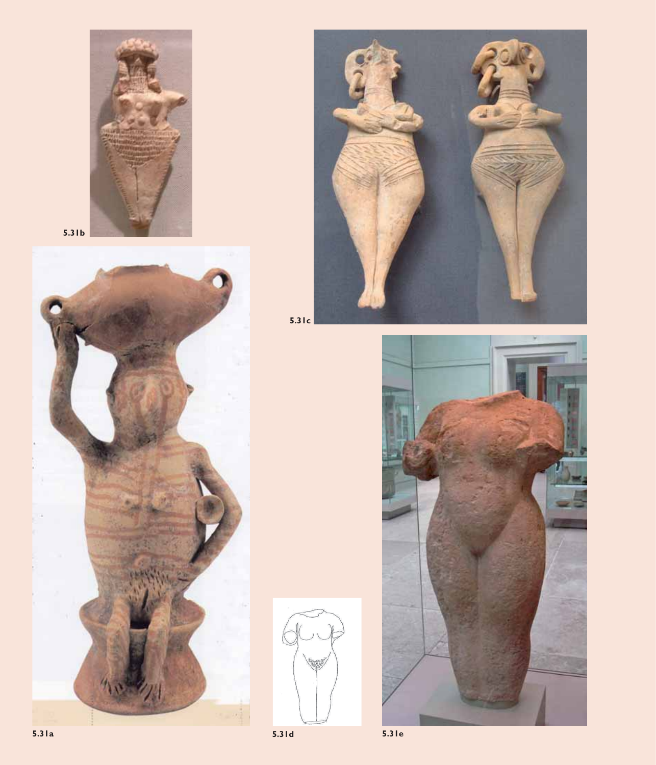5.31b

5.31c

5.31a

5.31d

5.31e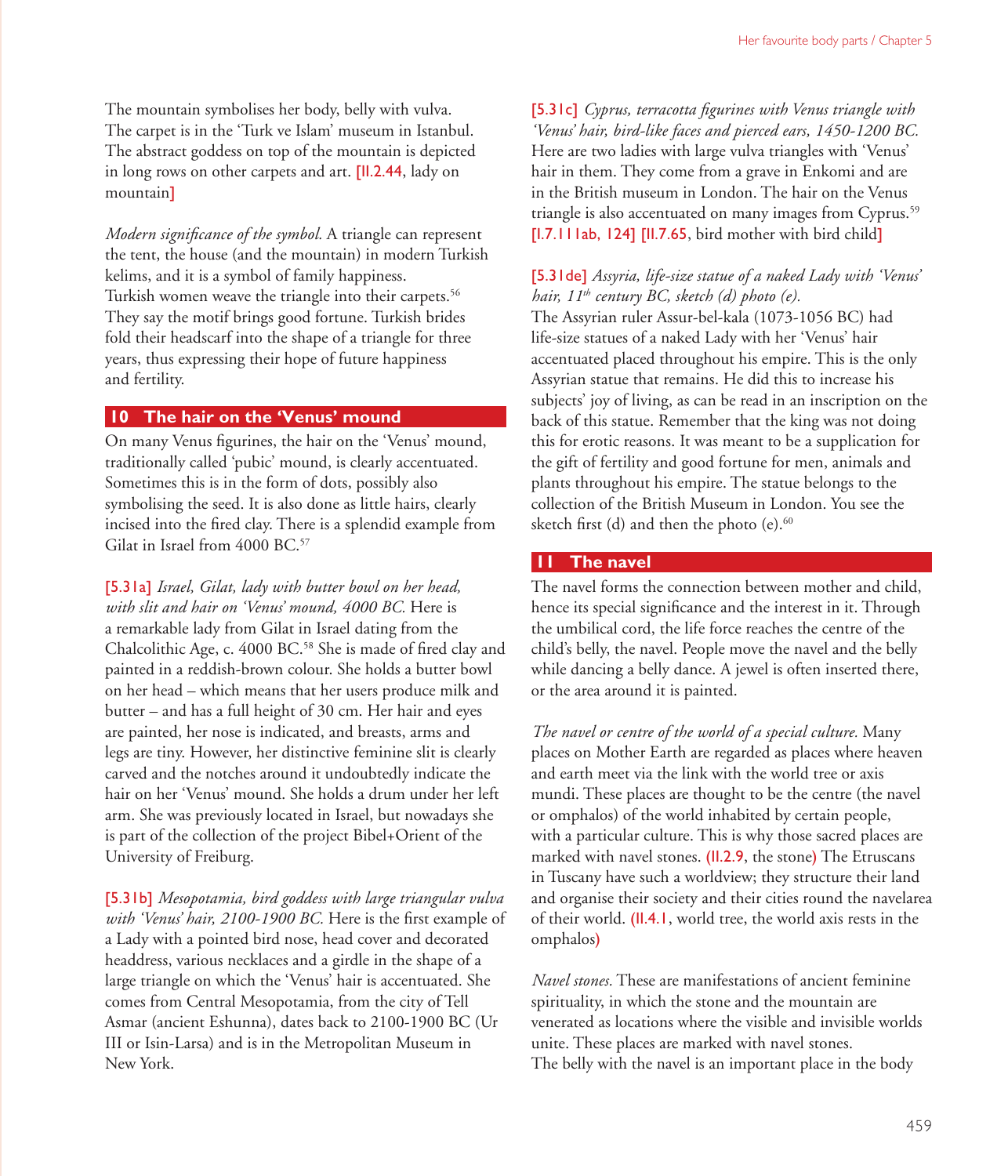The mountain symbolises her body, belly with vulva. The carpet is in the 'Turk ve Islam' museum in Istanbul. The abstract goddess on top of the mountain is depicted in long rows on other carpets and art. [II.2.44, lady on mountain]

*Modern significance of the symbol.* A triangle can represent the tent, the house (and the mountain) in modern Turkish kelims, and it is a symbol of family happiness. Turkish women weave the triangle into their carpets.[56] They say the motif brings good fortune. Turkish brides fold their headscarf into the shape of a triangle for three years, thus expressing their hope of future happiness and fertility.

## 10 The hair on the 'Venus' mound

On many Venus figurines, the hair on the 'Venus' mound, traditionally called 'pubic' mound, is clearly accentuated. Sometimes this is in the form of dots, possibly also symbolising the seed. It is also done as little hairs, clearly incised into the fired clay. There is a splendid example from Gilat in Israel from 4000 BC.[57]

[5.31a] *Israel, Gilat, lady with butter bowl on her head, with slit and hair on 'Venus' mound, 4000 BC.* Here is a remarkable lady from Gilat in Israel dating from the Chalcolithic Age, c. 4000 BC.[58] She is made of fired clay and painted in a reddish-brown colour. She holds a butter bowl on her head – which means that her users produce milk and butter – and has a full height of 30 cm. Her hair and eyes are painted, her nose is indicated, and breasts, arms and legs are tiny. However, her distinctive feminine slit is clearly carved and the notches around it undoubtedly indicate the hair on her 'Venus' mound. She holds a drum under her left arm. She was previously located in Israel, but nowadays she is part of the collection of the project Bibel+Orient of the University of Freiburg.

[5.31b] *Mesopotamia, bird goddess with large triangular vulva with 'Venus' hair, 2100-1900 BC.* Here is the first example of a Lady with a pointed bird nose, head cover and decorated headdress, various necklaces and a girdle in the shape of a large triangle on which the 'Venus' hair is accentuated. She comes from Central Mesopotamia, from the city of Tell Asmar (ancient Eshunna), dates back to 2100-1900 BC (Ur III or Isin-Larsa) and is in the Metropolitan Museum in New York.

[5.31c] *Cyprus, terracotta figurines with Venus triangle with 'Venus' hair, bird-like faces and pierced ears, 1450-1200 BC.* Here are two ladies with large vulva triangles with 'Venus' hair in them. They come from a grave in Enkomi and are in the British museum in London. The hair on the Venus triangle is also accentuated on many images from Cyprus.[59] [I.7.111ab, 124] [II.7.65, bird mother with bird child]

[5.31de] *Assyria, life-size statue of a naked Lady with 'Venus' hair, 11th century BC, sketch (d) photo (e).* The Assyrian ruler Assur-bel-kala (1073-1056 BC) had life-size statues of a naked Lady with her 'Venus' hair accentuated placed throughout his empire. This is the only Assyrian statue that remains. He did this to increase his subjects' joy of living, as can be read in an inscription on the back of this statue. Remember that the king was not doing this for erotic reasons. It was meant to be a supplication for the gift of fertility and good fortune for men, animals and plants throughout his empire. The statue belongs to the collection of the British Museum in London. You see the sketch first (d) and then the photo (e).[60]

## 11 The navel

The navel forms the connection between mother and child, hence its special significance and the interest in it. Through the umbilical cord, the life force reaches the centre of the child's belly, the navel. People move the navel and the belly while dancing a belly dance. A jewel is often inserted there, or the area around it is painted.

*The navel or centre of the world of a special culture.* Many places on Mother Earth are regarded as places where heaven and earth meet via the link with the world tree or axis mundi. These places are thought to be the centre (the navel or omphalos) of the world inhabited by certain people, with a particular culture. This is why those sacred places are marked with navel stones. (II.2.9, the stone) The Etruscans in Tuscany have such a worldview; they structure their land and organise their society and their cities round the navelarea of their world. (II.4.1, world tree, the world axis rests in the omphalos)

*Navel stones.* These are manifestations of ancient feminine spirituality, in which the stone and the mountain are venerated as locations where the visible and invisible worlds unite. These places are marked with navel stones.
The belly with the navel is an important place in the body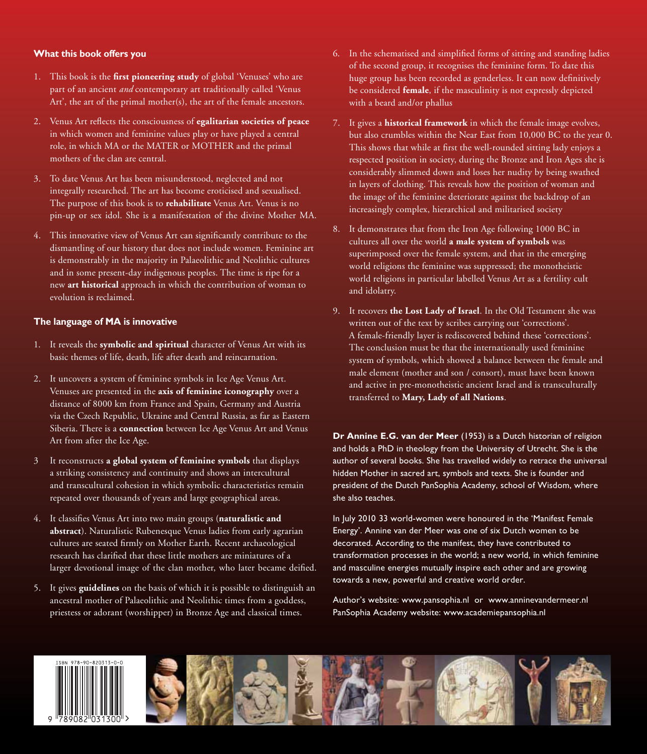### What this book offers you

1. This book is the **first pioneering study** of global 'Venuses' who are part of an ancient *and* contemporary art traditionally called 'Venus Art', the art of the primal mother(s), the art of the female ancestors.
2. Venus Art reflects the consciousness of **egalitarian societies of peace** in which women and feminine values play or have played a central role, in which MA or the MATER or MOTHER and the primal mothers of the clan are central.
3. To date Venus Art has been misunderstood, neglected and not integrally researched. The art has become eroticised and sexualised. The purpose of this book is to **rehabilitate** Venus Art. Venus is no pin-up or sex idol. She is a manifestation of the divine Mother MA.
4. This innovative view of Venus Art can significantly contribute to the dismantling of our history that does not include women. Feminine art is demonstrably in the majority in Palaeolithic and Neolithic cultures and in some present-day indigenous peoples. The time is ripe for a new **art historical** approach in which the contribution of woman to evolution is reclaimed.

### The language of MA is innovative

1. It reveals the **symbolic and spiritual** character of Venus Art with its basic themes of life, death, life after death and reincarnation.
2. It uncovers a system of feminine symbols in Ice Age Venus Art. Venuses are presented in the **axis of feminine iconography** over a distance of 8000 km from France and Spain, Germany and Austria via the Czech Republic, Ukraine and Central Russia, as far as Eastern Siberia. There is a **connection** between Ice Age Venus Art and Venus Art from after the Ice Age.
3. It reconstructs **a global system of feminine symbols** that displays a striking consistency and continuity and shows an intercultural and transcultural cohesion in which symbolic characteristics remain repeated over thousands of years and large geographical areas.
4. It classifies Venus Art into two main groups (**naturalistic and abstract**). Naturalistic Rubenesque Venus ladies from early agrarian cultures are seated firmly on Mother Earth. Recent archaeological research has clarified that these little mothers are miniatures of a larger devotional image of the clan mother, who later became deified.
5. It gives **guidelines** on the basis of which it is possible to distinguish an ancestral mother of Palaeolithic and Neolithic times from a goddess, priestess or adorant (worshipper) in Bronze Age and classical times.
6. In the schematised and simplified forms of sitting and standing ladies of the second group, it recognises the feminine form. To date this huge group has been recorded as genderless. It can now definitively be considered **female**, if the masculinity is not expressly depicted with a beard and/or phallus
7. It gives a **historical framework** in which the female image evolves, but also crumbles within the Near East from 10,000 BC to the year 0. This shows that while at first the well-rounded sitting lady enjoys a respected position in society, during the Bronze and Iron Ages she is considerably slimmed down and loses her nudity by being swathed in layers of clothing. This reveals how the position of woman and the image of the feminine deteriorate against the backdrop of an increasingly complex, hierarchical and militarised society
8. It demonstrates that from the Iron Age following 1000 BC in cultures all over the world **a male system of symbols** was superimposed over the female system, and that in the emerging world religions the feminine was suppressed; the monotheistic world religions in particular labelled Venus Art as a fertility cult and idolatry.
9. It recovers **the Lost Lady of Israel**. In the Old Testament she was written out of the text by scribes carrying out 'corrections'. A female-friendly layer is rediscovered behind these 'corrections'. The conclusion must be that the internationally used feminine system of symbols, which showed a balance between the female and male element (mother and son / consort), must have been known and active in pre-monotheistic ancient Israel and is transculturally transferred to **Mary, Lady of all Nations**.

**Dr Annine E.G. van der Meer** (1953) is a Dutch historian of religion and holds a PhD in theology from the University of Utrecht. She is the author of several books. She has travelled widely to retrace the universal hidden Mother in sacred art, symbols and texts. She is founder and president of the Dutch PanSophia Academy, school of Wisdom, where she also teaches.

In July 2010 33 world-women were honoured in the 'Manifest Female Energy'. Annine van der Meer was one of six Dutch women to be decorated. According to the manifest, they have contributed to transformation processes in the world; a new world, in which feminine and masculine energies mutually inspire each other and are growing towards a new, powerful and creative world order.

Author's website: www.pansophia.nl or www.anninevandermeer.nl
PanSophia Academy website: www.academiepansophia.nl

ISBN 978-90-820313-0-0

9 789082 031300